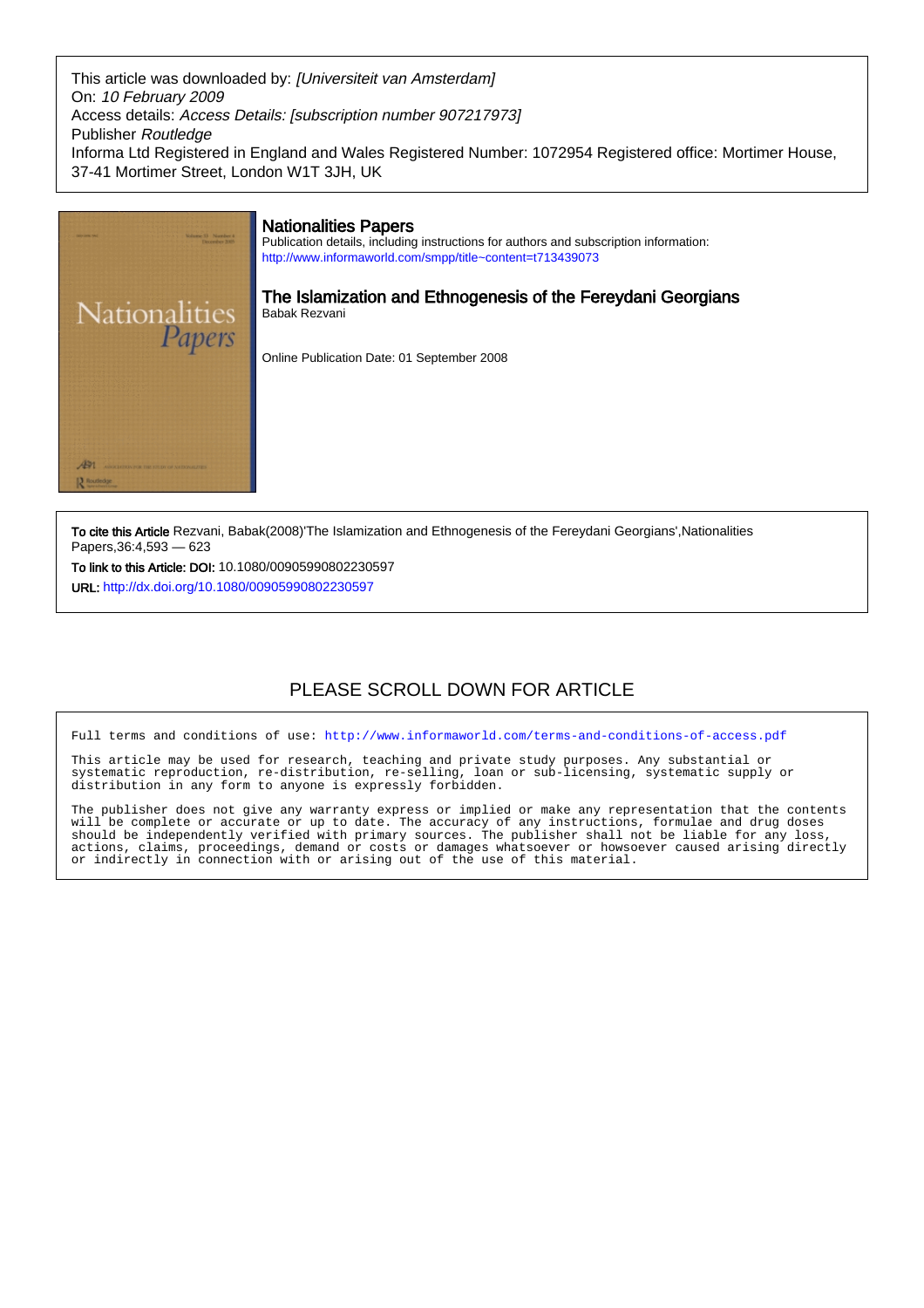This article was downloaded by: *[Universiteit van Amsterdam]*
On: *10 February 2009*
Access details: *Access Details: [subscription number 907217973]*
Publisher *Routledge*
Informa Ltd Registered in England and Wales Registered Number: 1072954 Registered office: Mortimer House, 37-41 Mortimer Street, London W1T 3JH, UK

## Nationalities Papers

Publication details, including instructions for authors and subscription information:
http://www.informaworld.com/smpp/title~content=t713439073

## The Islamization and Ethnogenesis of the Fereydani Georgians

Babak Rezvani

Online Publication Date: 01 September 2008

**To cite this Article** Rezvani, Babak(2008)'The Islamization and Ethnogenesis of the Fereydani Georgians',Nationalities Papers,36:4,593 — 623

**To link to this Article: DOI:** 10.1080/00905990802230597

**URL:** http://dx.doi.org/10.1080/00905990802230597

PLEASE SCROLL DOWN FOR ARTICLE

Full terms and conditions of use: http://www.informaworld.com/terms-and-conditions-of-access.pdf

This article may be used for research, teaching and private study purposes. Any substantial or systematic reproduction, re-distribution, re-selling, loan or sub-licensing, systematic supply or distribution in any form to anyone is expressly forbidden.

The publisher does not give any warranty express or implied or make any representation that the contents will be complete or accurate or up to date. The accuracy of any instructions, formulae and drug doses should be independently verified with primary sources. The publisher shall not be liable for any loss, actions, claims, proceedings, demand or costs or damages whatsoever or howsoever caused arising directly or indirectly in connection with or arising out of the use of this material.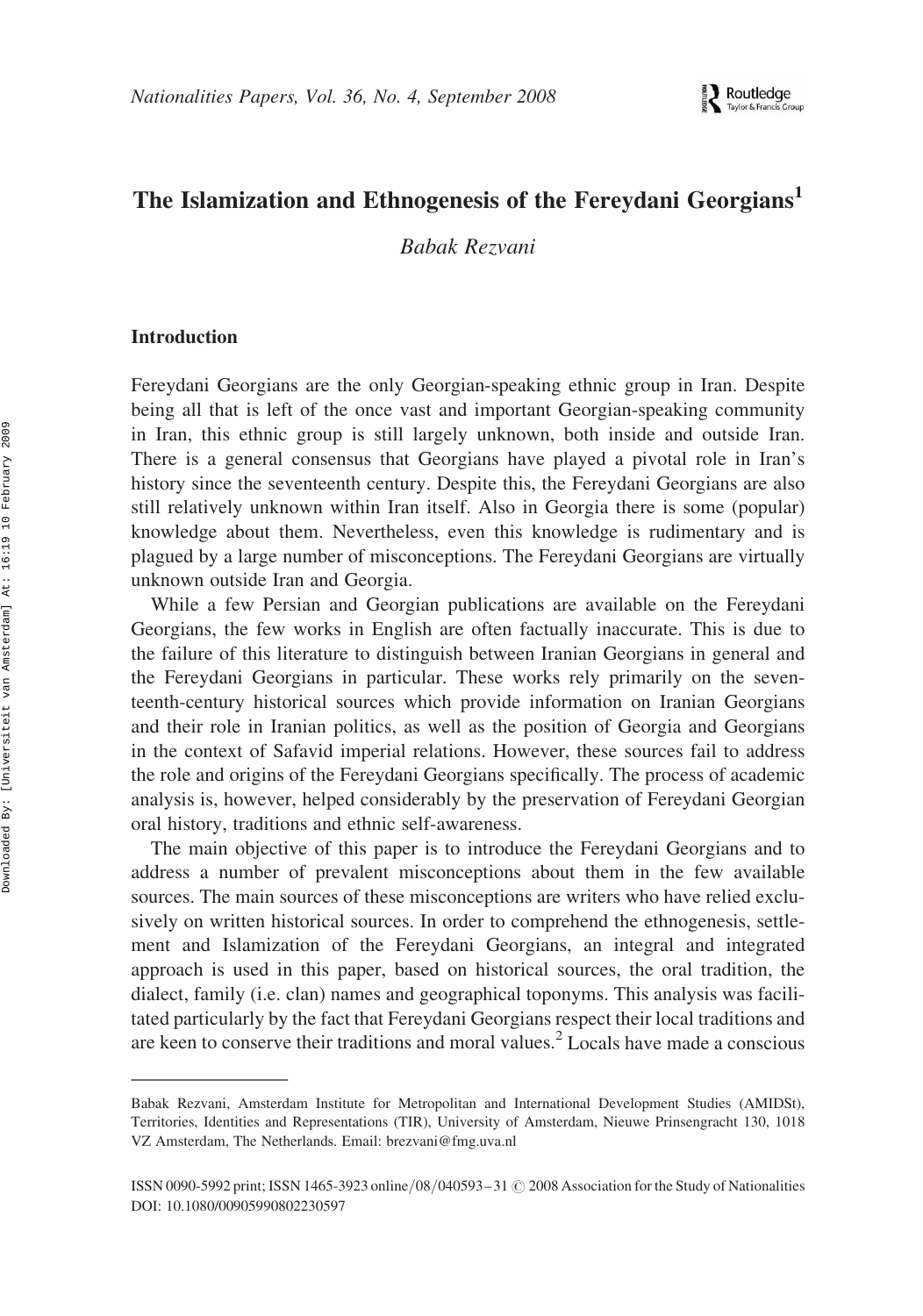# The Islamization and Ethnogenesis of the Fereydani Georgians[1]

*Babak Rezvani*

## Introduction

Fereydani Georgians are the only Georgian-speaking ethnic group in Iran. Despite being all that is left of the once vast and important Georgian-speaking community in Iran, this ethnic group is still largely unknown, both inside and outside Iran. There is a general consensus that Georgians have played a pivotal role in Iran's history since the seventeenth century. Despite this, the Fereydani Georgians are also still relatively unknown within Iran itself. Also in Georgia there is some (popular) knowledge about them. Nevertheless, even this knowledge is rudimentary and is plagued by a large number of misconceptions. The Fereydani Georgians are virtually unknown outside Iran and Georgia.

While a few Persian and Georgian publications are available on the Fereydani Georgians, the few works in English are often factually inaccurate. This is due to the failure of this literature to distinguish between Iranian Georgians in general and the Fereydani Georgians in particular. These works rely primarily on the seventeenth-century historical sources which provide information on Iranian Georgians and their role in Iranian politics, as well as the position of Georgia and Georgians in the context of Safavid imperial relations. However, these sources fail to address the role and origins of the Fereydani Georgians specifically. The process of academic analysis is, however, helped considerably by the preservation of Fereydani Georgian oral history, traditions and ethnic self-awareness.

The main objective of this paper is to introduce the Fereydani Georgians and to address a number of prevalent misconceptions about them in the few available sources. The main sources of these misconceptions are writers who have relied exclusively on written historical sources. In order to comprehend the ethnogenesis, settlement and Islamization of the Fereydani Georgians, an integral and integrated approach is used in this paper, based on historical sources, the oral tradition, the dialect, family (i.e. clan) names and geographical toponyms. This analysis was facilitated particularly by the fact that Fereydani Georgians respect their local traditions and are keen to conserve their traditions and moral values.[2] Locals have made a conscious

---

Babak Rezvani, Amsterdam Institute for Metropolitan and International Development Studies (AMIDSt), Territories, Identities and Representations (TIR), University of Amsterdam, Nieuwe Prinsengracht 130, 1018 VZ Amsterdam, The Netherlands. Email: brezvani@fmg.uva.nl

ISSN 0090-5992 print; ISSN 1465-3923 online/08/040593–31 © 2008 Association for the Study of Nationalities
DOI: 10.1080/00905990802230597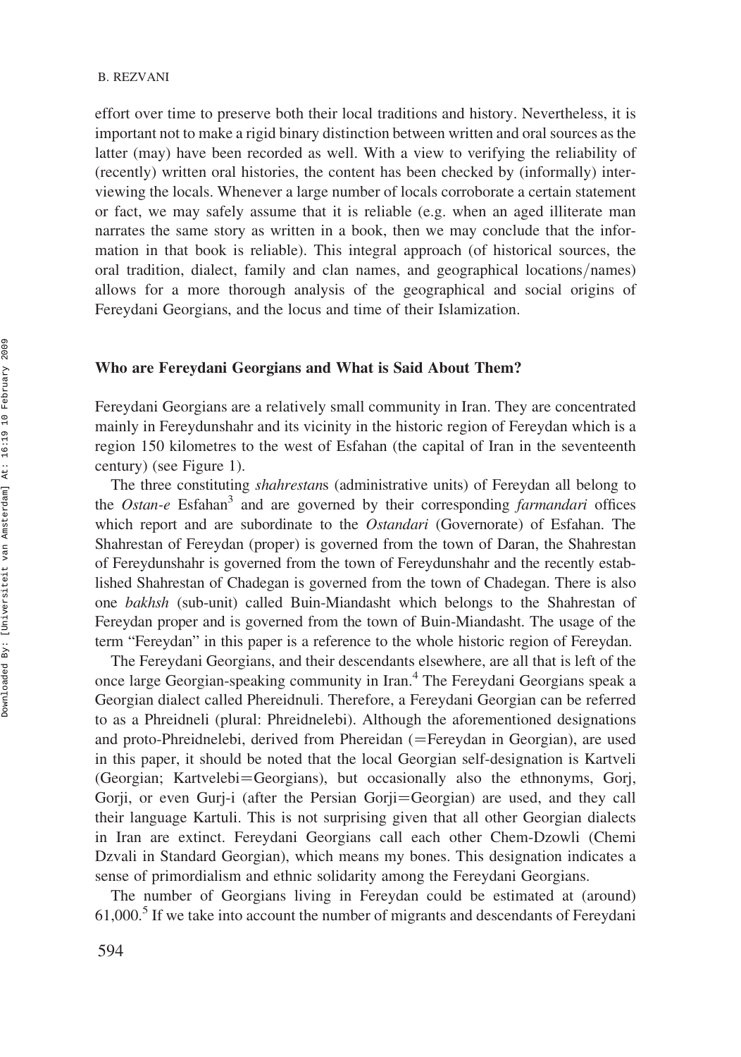effort over time to preserve both their local traditions and history. Nevertheless, it is important not to make a rigid binary distinction between written and oral sources as the latter (may) have been recorded as well. With a view to verifying the reliability of (recently) written oral histories, the content has been checked by (informally) interviewing the locals. Whenever a large number of locals corroborate a certain statement or fact, we may safely assume that it is reliable (e.g. when an aged illiterate man narrates the same story as written in a book, then we may conclude that the information in that book is reliable). This integral approach (of historical sources, the oral tradition, dialect, family and clan names, and geographical locations/names) allows for a more thorough analysis of the geographical and social origins of Fereydani Georgians, and the locus and time of their Islamization.

## Who are Fereydani Georgians and What is Said About Them?

Fereydani Georgians are a relatively small community in Iran. They are concentrated mainly in Fereydunshahr and its vicinity in the historic region of Fereydan which is a region 150 kilometres to the west of Esfahan (the capital of Iran in the seventeenth century) (see Figure 1).

The three constituting *shahrestan*s (administrative units) of Fereydan all belong to the *Ostan-e* Esfahan[3] and are governed by their corresponding *farmandari* offices which report and are subordinate to the *Ostandari* (Governorate) of Esfahan. The Shahrestan of Fereydan (proper) is governed from the town of Daran, the Shahrestan of Fereydunshahr is governed from the town of Fereydunshahr and the recently established Shahrestan of Chadegan is governed from the town of Chadegan. There is also one *bakhsh* (sub-unit) called Buin-Miandasht which belongs to the Shahrestan of Fereydan proper and is governed from the town of Buin-Miandasht. The usage of the term "Fereydan" in this paper is a reference to the whole historic region of Fereydan.

The Fereydani Georgians, and their descendants elsewhere, are all that is left of the once large Georgian-speaking community in Iran.[4] The Fereydani Georgians speak a Georgian dialect called Phereidnuli. Therefore, a Fereydani Georgian can be referred to as a Phreidneli (plural: Phreidnelebi). Although the aforementioned designations and proto-Phreidnelebi, derived from Phereidan (=Fereydan in Georgian), are used in this paper, it should be noted that the local Georgian self-designation is Kartveli (Georgian; Kartvelebi=Georgians), but occasionally also the ethnonyms, Gorj, Gorji, or even Gurj-i (after the Persian Gorji=Georgian) are used, and they call their language Kartuli. This is not surprising given that all other Georgian dialects in Iran are extinct. Fereydani Georgians call each other Chem-Dzowli (Chemi Dzvali in Standard Georgian), which means my bones. This designation indicates a sense of primordialism and ethnic solidarity among the Fereydani Georgians.

The number of Georgians living in Fereydan could be estimated at (around) 61,000.[5] If we take into account the number of migrants and descendants of Fereydani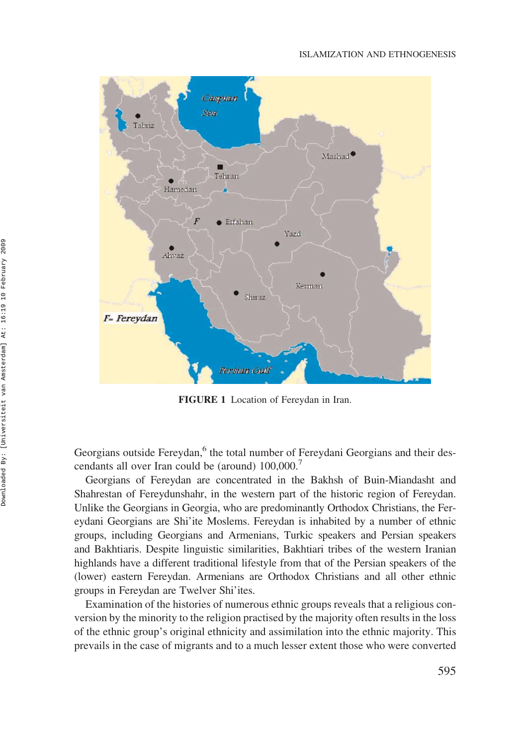FIGURE 1 Location of Fereydan in Iran.

Georgians outside Fereydan,[6] the total number of Fereydani Georgians and their descendants all over Iran could be (around) 100,000.[7]

Georgians of Fereydan are concentrated in the Bakhsh of Buin-Miandasht and Shahrestan of Fereydunshahr, in the western part of the historic region of Fereydan. Unlike the Georgians in Georgia, who are predominantly Orthodox Christians, the Fereydani Georgians are Shi'ite Moslems. Fereydan is inhabited by a number of ethnic groups, including Georgians and Armenians, Turkic speakers and Persian speakers and Bakhtiaris. Despite linguistic similarities, Bakhtiari tribes of the western Iranian highlands have a different traditional lifestyle from that of the Persian speakers of the (lower) eastern Fereydan. Armenians are Orthodox Christians and all other ethnic groups in Fereydan are Twelver Shi'ites.

Examination of the histories of numerous ethnic groups reveals that a religious conversion by the minority to the religion practised by the majority often results in the loss of the ethnic group's original ethnicity and assimilation into the ethnic majority. This prevails in the case of migrants and to a much lesser extent those who were converted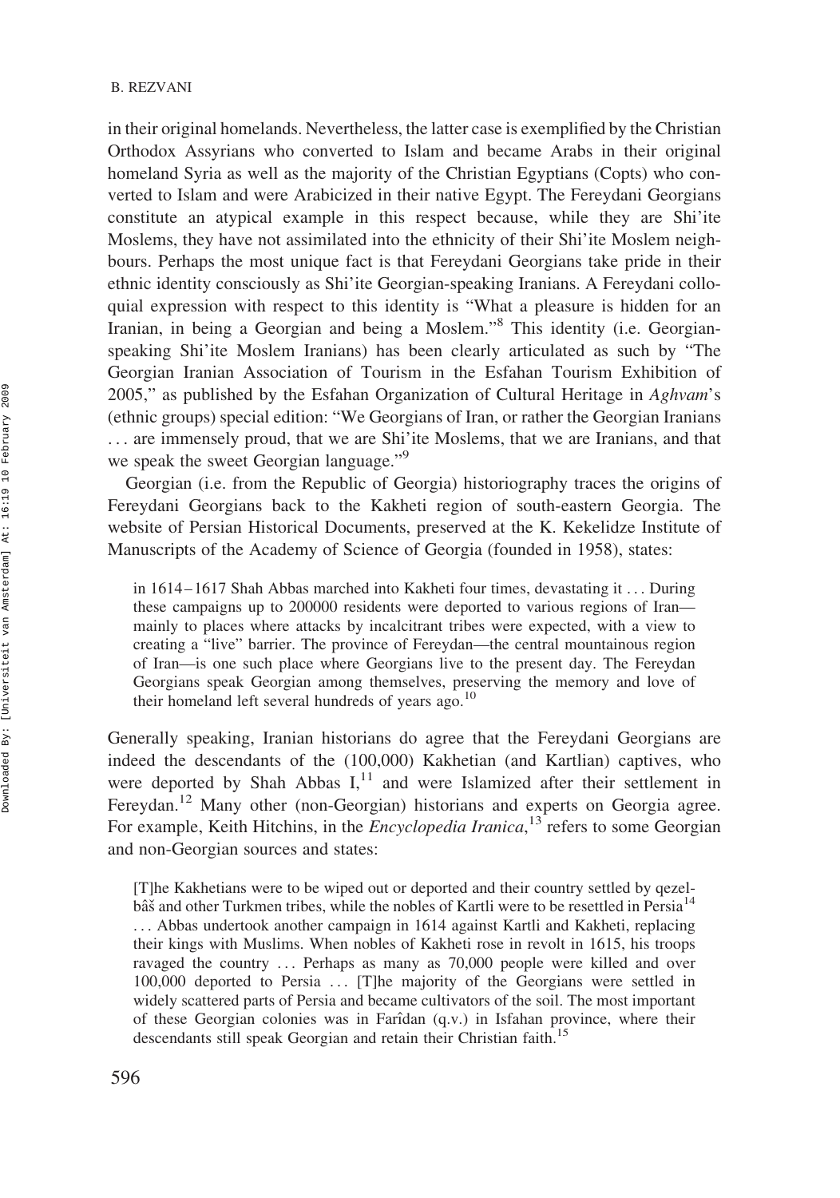in their original homelands. Nevertheless, the latter case is exemplified by the Christian Orthodox Assyrians who converted to Islam and became Arabs in their original homeland Syria as well as the majority of the Christian Egyptians (Copts) who converted to Islam and were Arabicized in their native Egypt. The Fereydani Georgians constitute an atypical example in this respect because, while they are Shi'ite Moslems, they have not assimilated into the ethnicity of their Shi'ite Moslem neighbours. Perhaps the most unique fact is that Fereydani Georgians take pride in their ethnic identity consciously as Shi'ite Georgian-speaking Iranians. A Fereydani colloquial expression with respect to this identity is "What a pleasure is hidden for an Iranian, in being a Georgian and being a Moslem."[8] This identity (i.e. Georgian-speaking Shi'ite Moslem Iranians) has been clearly articulated as such by "The Georgian Iranian Association of Tourism in the Esfahan Tourism Exhibition of 2005," as published by the Esfahan Organization of Cultural Heritage in *Aghvam*'s (ethnic groups) special edition: "We Georgians of Iran, or rather the Georgian Iranians ... are immensely proud, that we are Shi'ite Moslems, that we are Iranians, and that we speak the sweet Georgian language."[9]

Georgian (i.e. from the Republic of Georgia) historiography traces the origins of Fereydani Georgians back to the Kakheti region of south-eastern Georgia. The website of Persian Historical Documents, preserved at the K. Kekelidze Institute of Manuscripts of the Academy of Science of Georgia (founded in 1958), states:

> in 1614–1617 Shah Abbas marched into Kakheti four times, devastating it ... During these campaigns up to 200000 residents were deported to various regions of Iran—mainly to places where attacks by incalcitrant tribes were expected, with a view to creating a "live" barrier. The province of Fereydan—the central mountainous region of Iran—is one such place where Georgians live to the present day. The Fereydan Georgians speak Georgian among themselves, preserving the memory and love of their homeland left several hundreds of years ago.[10]

Generally speaking, Iranian historians do agree that the Fereydani Georgians are indeed the descendants of the (100,000) Kakhetian (and Kartlian) captives, who were deported by Shah Abbas I,[11] and were Islamized after their settlement in Fereydan.[12] Many other (non-Georgian) historians and experts on Georgia agree. For example, Keith Hitchins, in the *Encyclopedia Iranica*,[13] refers to some Georgian and non-Georgian sources and states:

> [T]he Kakhetians were to be wiped out or deported and their country settled by qezelbâš and other Turkmen tribes, while the nobles of Kartli were to be resettled in Persia[14] ... Abbas undertook another campaign in 1614 against Kartli and Kakheti, replacing their kings with Muslims. When nobles of Kakheti rose in revolt in 1615, his troops ravaged the country ... Perhaps as many as 70,000 people were killed and over 100,000 deported to Persia ... [T]he majority of the Georgians were settled in widely scattered parts of Persia and became cultivators of the soil. The most important of these Georgian colonies was in Farîdan (q.v.) in Isfahan province, where their descendants still speak Georgian and retain their Christian faith.[15]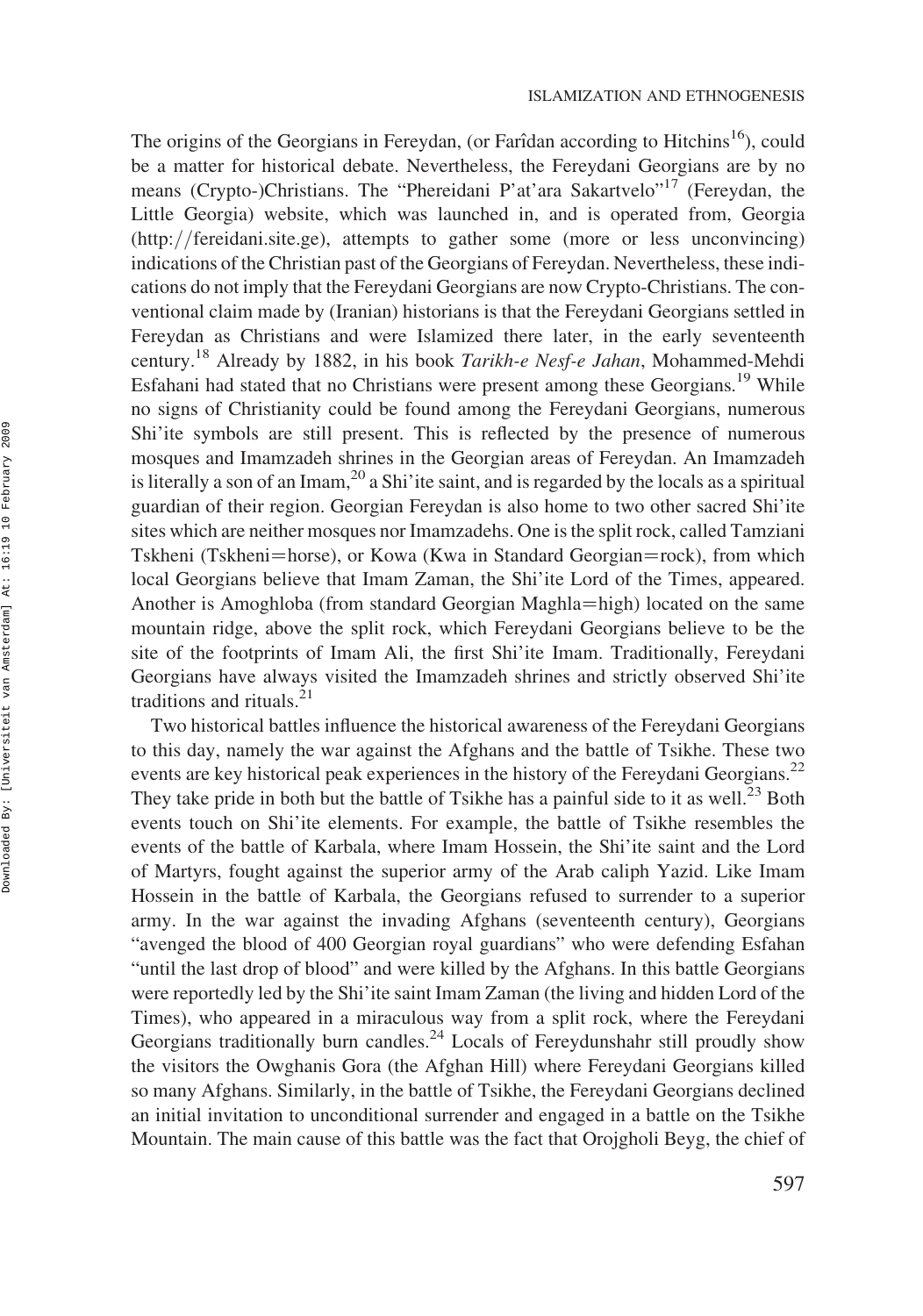The origins of the Georgians in Fereydan, (or Farîdan according to Hitchins[16]), could be a matter for historical debate. Nevertheless, the Fereydani Georgians are by no means (Crypto-)Christians. The "Phereidani P'at'ara Sakartvelo"[17] (Fereydan, the Little Georgia) website, which was launched in, and is operated from, Georgia (http://fereidani.site.ge), attempts to gather some (more or less unconvincing) indications of the Christian past of the Georgians of Fereydan. Nevertheless, these indications do not imply that the Fereydani Georgians are now Crypto-Christians. The conventional claim made by (Iranian) historians is that the Fereydani Georgians settled in Fereydan as Christians and were Islamized there later, in the early seventeenth century.[18] Already by 1882, in his book *Tarikh-e Nesf-e Jahan*, Mohammed-Mehdi Esfahani had stated that no Christians were present among these Georgians.[19] While no signs of Christianity could be found among the Fereydani Georgians, numerous Shi'ite symbols are still present. This is reflected by the presence of numerous mosques and Imamzadeh shrines in the Georgian areas of Fereydan. An Imamzadeh is literally a son of an Imam,[20] a Shi'ite saint, and is regarded by the locals as a spiritual guardian of their region. Georgian Fereydan is also home to two other sacred Shi'ite sites which are neither mosques nor Imamzadehs. One is the split rock, called Tamziani Tskheni (Tskheni=horse), or Kowa (Kwa in Standard Georgian=rock), from which local Georgians believe that Imam Zaman, the Shi'ite Lord of the Times, appeared. Another is Amoghloba (from standard Georgian Maghla=high) located on the same mountain ridge, above the split rock, which Fereydani Georgians believe to be the site of the footprints of Imam Ali, the first Shi'ite Imam. Traditionally, Fereydani Georgians have always visited the Imamzadeh shrines and strictly observed Shi'ite traditions and rituals.[21]

Two historical battles influence the historical awareness of the Fereydani Georgians to this day, namely the war against the Afghans and the battle of Tsikhe. These two events are key historical peak experiences in the history of the Fereydani Georgians.[22] They take pride in both but the battle of Tsikhe has a painful side to it as well.[23] Both events touch on Shi'ite elements. For example, the battle of Tsikhe resembles the events of the battle of Karbala, where Imam Hossein, the Shi'ite saint and the Lord of Martyrs, fought against the superior army of the Arab caliph Yazid. Like Imam Hossein in the battle of Karbala, the Georgians refused to surrender to a superior army. In the war against the invading Afghans (seventeenth century), Georgians "avenged the blood of 400 Georgian royal guardians" who were defending Esfahan "until the last drop of blood" and were killed by the Afghans. In this battle Georgians were reportedly led by the Shi'ite saint Imam Zaman (the living and hidden Lord of the Times), who appeared in a miraculous way from a split rock, where the Fereydani Georgians traditionally burn candles.[24] Locals of Fereydunshahr still proudly show the visitors the Owghanis Gora (the Afghan Hill) where Fereydani Georgians killed so many Afghans. Similarly, in the battle of Tsikhe, the Fereydani Georgians declined an initial invitation to unconditional surrender and engaged in a battle on the Tsikhe Mountain. The main cause of this battle was the fact that Orojgholi Beyg, the chief of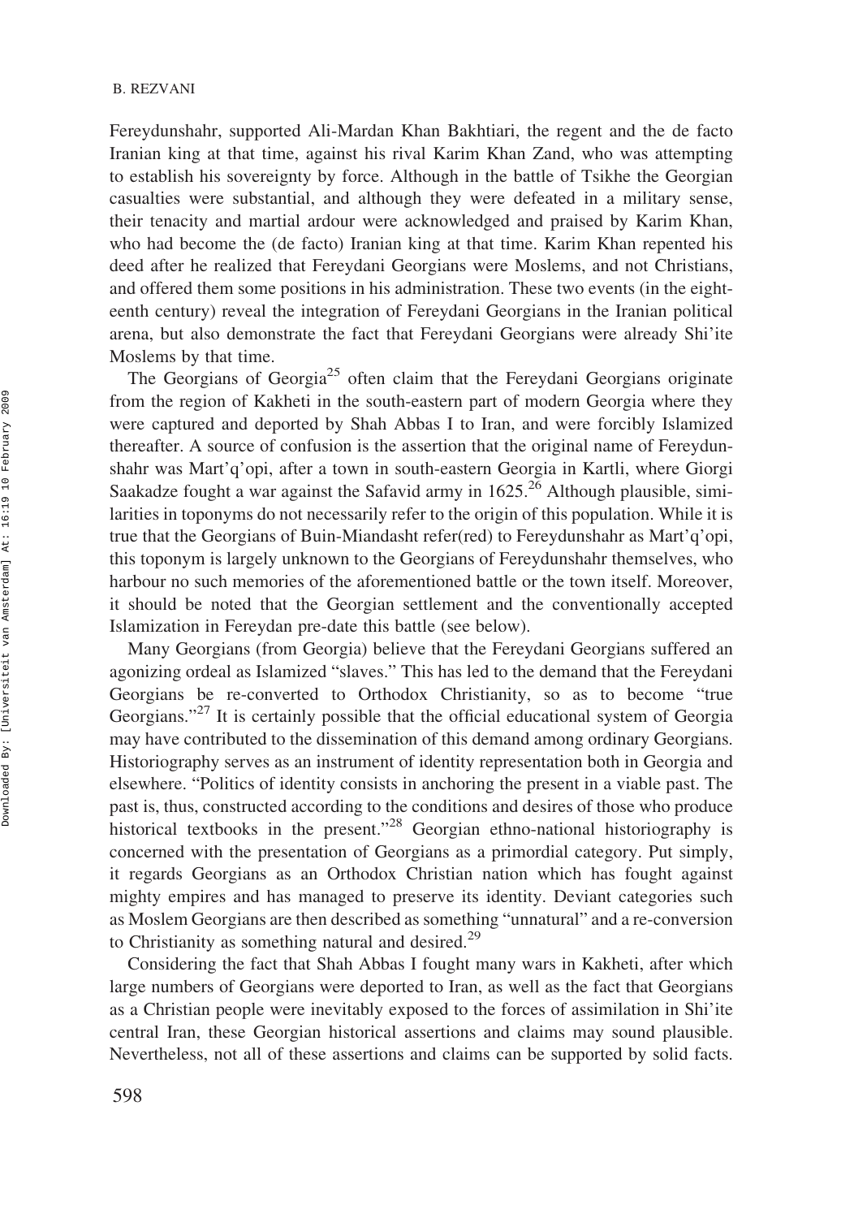Fereydunshahr, supported Ali-Mardan Khan Bakhtiari, the regent and the de facto Iranian king at that time, against his rival Karim Khan Zand, who was attempting to establish his sovereignty by force. Although in the battle of Tsikhe the Georgian casualties were substantial, and although they were defeated in a military sense, their tenacity and martial ardour were acknowledged and praised by Karim Khan, who had become the (de facto) Iranian king at that time. Karim Khan repented his deed after he realized that Fereydani Georgians were Moslems, and not Christians, and offered them some positions in his administration. These two events (in the eighteenth century) reveal the integration of Fereydani Georgians in the Iranian political arena, but also demonstrate the fact that Fereydani Georgians were already Shi'ite Moslems by that time.

The Georgians of Georgia[25] often claim that the Fereydani Georgians originate from the region of Kakheti in the south-eastern part of modern Georgia where they were captured and deported by Shah Abbas I to Iran, and were forcibly Islamized thereafter. A source of confusion is the assertion that the original name of Fereydunshahr was Mart'q'opi, after a town in south-eastern Georgia in Kartli, where Giorgi Saakadze fought a war against the Safavid army in 1625.[26] Although plausible, similarities in toponyms do not necessarily refer to the origin of this population. While it is true that the Georgians of Buin-Miandasht refer(red) to Fereydunshahr as Mart'q'opi, this toponym is largely unknown to the Georgians of Fereydunshahr themselves, who harbour no such memories of the aforementioned battle or the town itself. Moreover, it should be noted that the Georgian settlement and the conventionally accepted Islamization in Fereydan pre-date this battle (see below).

Many Georgians (from Georgia) believe that the Fereydani Georgians suffered an agonizing ordeal as Islamized "slaves." This has led to the demand that the Fereydani Georgians be re-converted to Orthodox Christianity, so as to become "true Georgians."[27] It is certainly possible that the official educational system of Georgia may have contributed to the dissemination of this demand among ordinary Georgians. Historiography serves as an instrument of identity representation both in Georgia and elsewhere. "Politics of identity consists in anchoring the present in a viable past. The past is, thus, constructed according to the conditions and desires of those who produce historical textbooks in the present."[28] Georgian ethno-national historiography is concerned with the presentation of Georgians as a primordial category. Put simply, it regards Georgians as an Orthodox Christian nation which has fought against mighty empires and has managed to preserve its identity. Deviant categories such as Moslem Georgians are then described as something "unnatural" and a re-conversion to Christianity as something natural and desired.[29]

Considering the fact that Shah Abbas I fought many wars in Kakheti, after which large numbers of Georgians were deported to Iran, as well as the fact that Georgians as a Christian people were inevitably exposed to the forces of assimilation in Shi'ite central Iran, these Georgian historical assertions and claims may sound plausible. Nevertheless, not all of these assertions and claims can be supported by solid facts.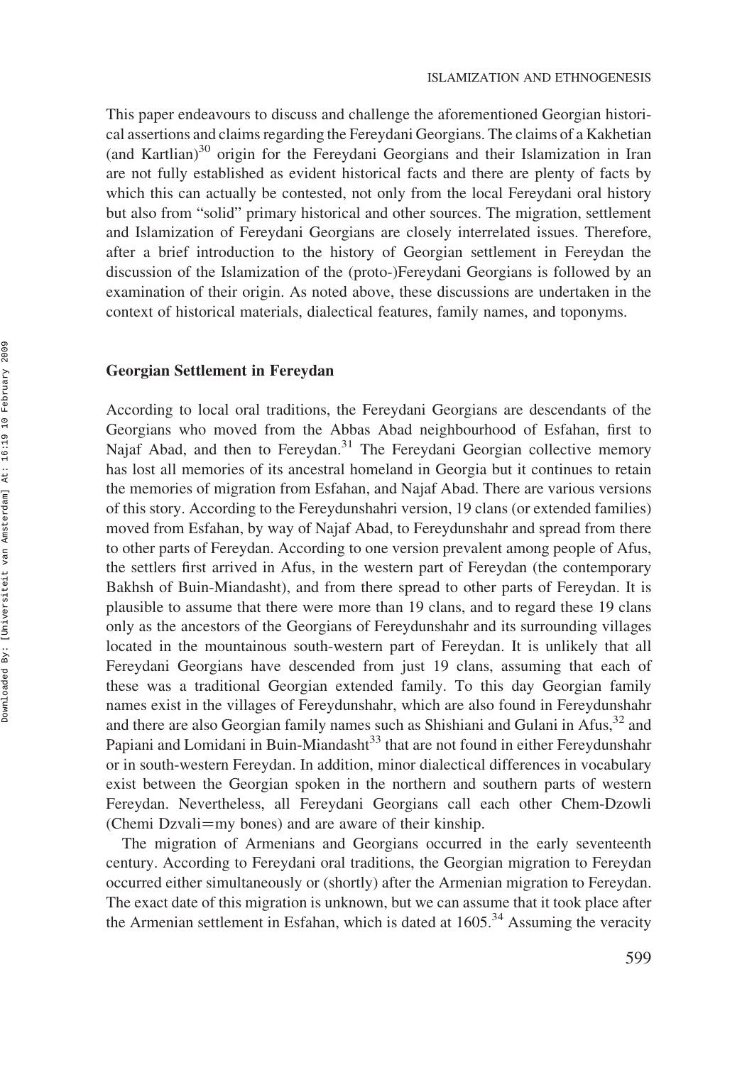This paper endeavours to discuss and challenge the aforementioned Georgian historical assertions and claims regarding the Fereydani Georgians. The claims of a Kakhetian (and Kartlian)[30] origin for the Fereydani Georgians and their Islamization in Iran are not fully established as evident historical facts and there are plenty of facts by which this can actually be contested, not only from the local Fereydani oral history but also from "solid" primary historical and other sources. The migration, settlement and Islamization of Fereydani Georgians are closely interrelated issues. Therefore, after a brief introduction to the history of Georgian settlement in Fereydan the discussion of the Islamization of the (proto-)Fereydani Georgians is followed by an examination of their origin. As noted above, these discussions are undertaken in the context of historical materials, dialectical features, family names, and toponyms.

### Georgian Settlement in Fereydan

According to local oral traditions, the Fereydani Georgians are descendants of the Georgians who moved from the Abbas Abad neighbourhood of Esfahan, first to Najaf Abad, and then to Fereydan.[31] The Fereydani Georgian collective memory has lost all memories of its ancestral homeland in Georgia but it continues to retain the memories of migration from Esfahan, and Najaf Abad. There are various versions of this story. According to the Fereydunshahri version, 19 clans (or extended families) moved from Esfahan, by way of Najaf Abad, to Fereydunshahr and spread from there to other parts of Fereydan. According to one version prevalent among people of Afus, the settlers first arrived in Afus, in the western part of Fereydan (the contemporary Bakhsh of Buin-Miandasht), and from there spread to other parts of Fereydan. It is plausible to assume that there were more than 19 clans, and to regard these 19 clans only as the ancestors of the Georgians of Fereydunshahr and its surrounding villages located in the mountainous south-western part of Fereydan. It is unlikely that all Fereydani Georgians have descended from just 19 clans, assuming that each of these was a traditional Georgian extended family. To this day Georgian family names exist in the villages of Fereydunshahr, which are also found in Fereydunshahr and there are also Georgian family names such as Shishiani and Gulani in Afus,[32] and Papiani and Lomidani in Buin-Miandasht[33] that are not found in either Fereydunshahr or in south-western Fereydan. In addition, minor dialectical differences in vocabulary exist between the Georgian spoken in the northern and southern parts of western Fereydan. Nevertheless, all Fereydani Georgians call each other Chem-Dzowli (Chemi Dzvali=my bones) and are aware of their kinship.

The migration of Armenians and Georgians occurred in the early seventeenth century. According to Fereydani oral traditions, the Georgian migration to Fereydan occurred either simultaneously or (shortly) after the Armenian migration to Fereydan. The exact date of this migration is unknown, but we can assume that it took place after the Armenian settlement in Esfahan, which is dated at 1605.[34] Assuming the veracity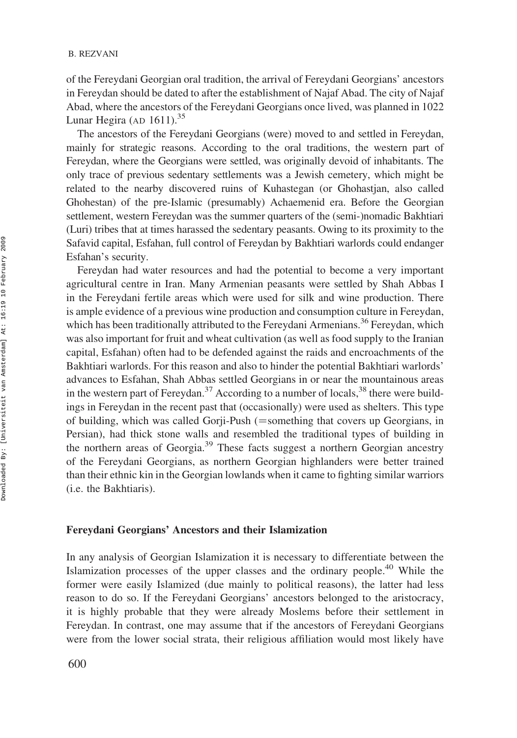of the Fereydani Georgian oral tradition, the arrival of Fereydani Georgians' ancestors in Fereydan should be dated to after the establishment of Najaf Abad. The city of Najaf Abad, where the ancestors of the Fereydani Georgians once lived, was planned in 1022 Lunar Hegira (AD 1611).[35]

The ancestors of the Fereydani Georgians (were) moved to and settled in Fereydan, mainly for strategic reasons. According to the oral traditions, the western part of Fereydan, where the Georgians were settled, was originally devoid of inhabitants. The only trace of previous sedentary settlements was a Jewish cemetery, which might be related to the nearby discovered ruins of Kuhastegan (or Ghohastjan, also called Ghohestan) of the pre-Islamic (presumably) Achaemenid era. Before the Georgian settlement, western Fereydan was the summer quarters of the (semi-)nomadic Bakhtiari (Luri) tribes that at times harassed the sedentary peasants. Owing to its proximity to the Safavid capital, Esfahan, full control of Fereydan by Bakhtiari warlords could endanger Esfahan's security.

Fereydan had water resources and had the potential to become a very important agricultural centre in Iran. Many Armenian peasants were settled by Shah Abbas I in the Fereydani fertile areas which were used for silk and wine production. There is ample evidence of a previous wine production and consumption culture in Fereydan, which has been traditionally attributed to the Fereydani Armenians.[36] Fereydan, which was also important for fruit and wheat cultivation (as well as food supply to the Iranian capital, Esfahan) often had to be defended against the raids and encroachments of the Bakhtiari warlords. For this reason and also to hinder the potential Bakhtiari warlords' advances to Esfahan, Shah Abbas settled Georgians in or near the mountainous areas in the western part of Fereydan.[37] According to a number of locals,[38] there were buildings in Fereydan in the recent past that (occasionally) were used as shelters. This type of building, which was called Gorji-Push (=something that covers up Georgians, in Persian), had thick stone walls and resembled the traditional types of building in the northern areas of Georgia.[39] These facts suggest a northern Georgian ancestry of the Fereydani Georgians, as northern Georgian highlanders were better trained than their ethnic kin in the Georgian lowlands when it came to fighting similar warriors (i.e. the Bakhtiaris).

## Fereydani Georgians' Ancestors and their Islamization

In any analysis of Georgian Islamization it is necessary to differentiate between the Islamization processes of the upper classes and the ordinary people.[40] While the former were easily Islamized (due mainly to political reasons), the latter had less reason to do so. If the Fereydani Georgians' ancestors belonged to the aristocracy, it is highly probable that they were already Moslems before their settlement in Fereydan. In contrast, one may assume that if the ancestors of Fereydani Georgians were from the lower social strata, their religious affiliation would most likely have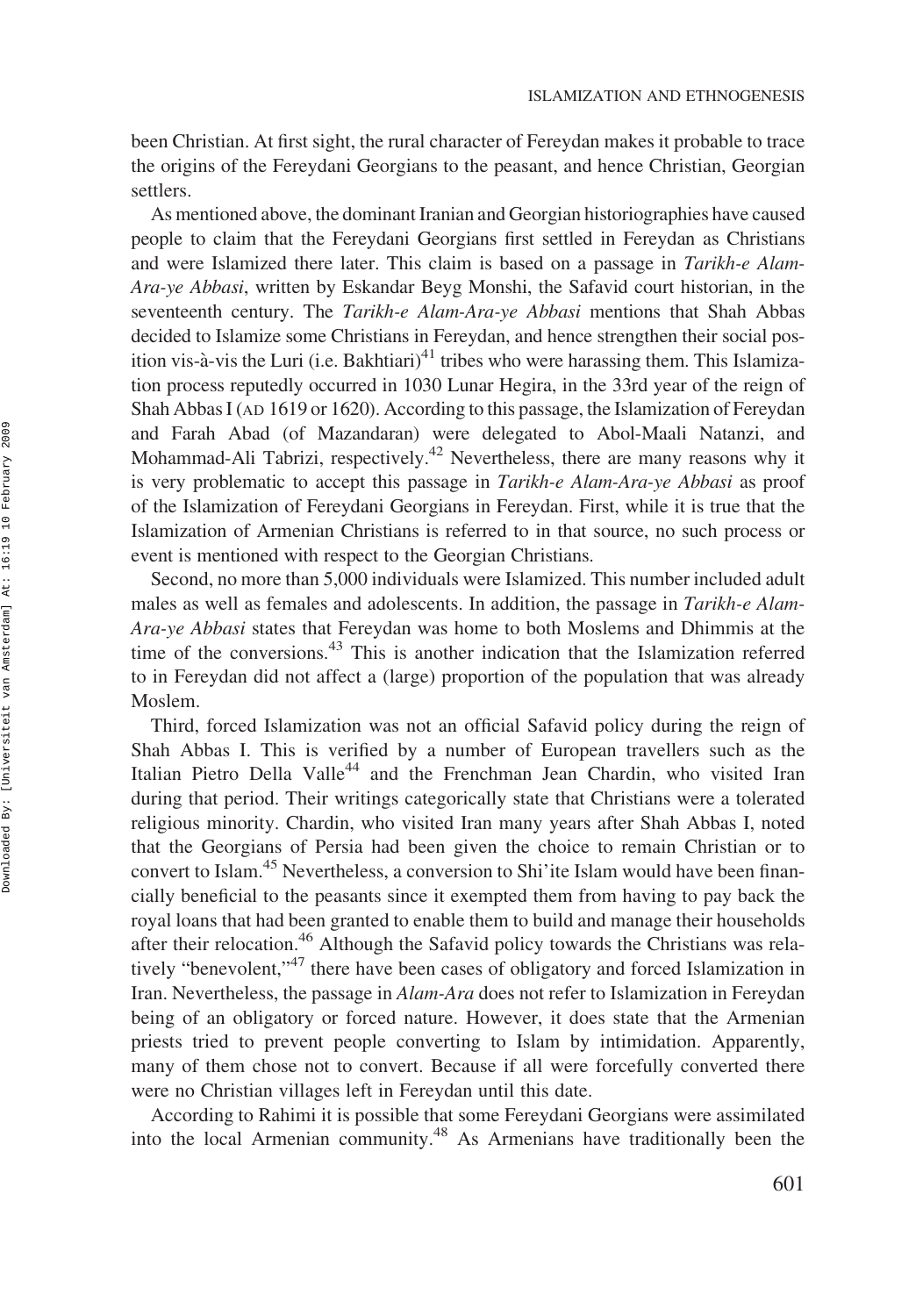been Christian. At first sight, the rural character of Fereydan makes it probable to trace the origins of the Fereydani Georgians to the peasant, and hence Christian, Georgian settlers.

As mentioned above, the dominant Iranian and Georgian historiographies have caused people to claim that the Fereydani Georgians first settled in Fereydan as Christians and were Islamized there later. This claim is based on a passage in *Tarikh-e Alam-Ara-ye Abbasi*, written by Eskandar Beyg Monshi, the Safavid court historian, in the seventeenth century. The *Tarikh-e Alam-Ara-ye Abbasi* mentions that Shah Abbas decided to Islamize some Christians in Fereydan, and hence strengthen their social position vis-à-vis the Luri (i.e. Bakhtiari)[41] tribes who were harassing them. This Islamization process reputedly occurred in 1030 Lunar Hegira, in the 33rd year of the reign of Shah Abbas I (AD 1619 or 1620). According to this passage, the Islamization of Fereydan and Farah Abad (of Mazandaran) were delegated to Abol-Maali Natanzi, and Mohammad-Ali Tabrizi, respectively.[42] Nevertheless, there are many reasons why it is very problematic to accept this passage in *Tarikh-e Alam-Ara-ye Abbasi* as proof of the Islamization of Fereydani Georgians in Fereydan. First, while it is true that the Islamization of Armenian Christians is referred to in that source, no such process or event is mentioned with respect to the Georgian Christians.

Second, no more than 5,000 individuals were Islamized. This number included adult males as well as females and adolescents. In addition, the passage in *Tarikh-e Alam-Ara-ye Abbasi* states that Fereydan was home to both Moslems and Dhimmis at the time of the conversions.[43] This is another indication that the Islamization referred to in Fereydan did not affect a (large) proportion of the population that was already Moslem.

Third, forced Islamization was not an official Safavid policy during the reign of Shah Abbas I. This is verified by a number of European travellers such as the Italian Pietro Della Valle[44] and the Frenchman Jean Chardin, who visited Iran during that period. Their writings categorically state that Christians were a tolerated religious minority. Chardin, who visited Iran many years after Shah Abbas I, noted that the Georgians of Persia had been given the choice to remain Christian or to convert to Islam.[45] Nevertheless, a conversion to Shi'ite Islam would have been financially beneficial to the peasants since it exempted them from having to pay back the royal loans that had been granted to enable them to build and manage their households after their relocation.[46] Although the Safavid policy towards the Christians was relatively "benevolent,"[47] there have been cases of obligatory and forced Islamization in Iran. Nevertheless, the passage in *Alam-Ara* does not refer to Islamization in Fereydan being of an obligatory or forced nature. However, it does state that the Armenian priests tried to prevent people converting to Islam by intimidation. Apparently, many of them chose not to convert. Because if all were forcefully converted there were no Christian villages left in Fereydan until this date.

According to Rahimi it is possible that some Fereydani Georgians were assimilated into the local Armenian community.[48] As Armenians have traditionally been the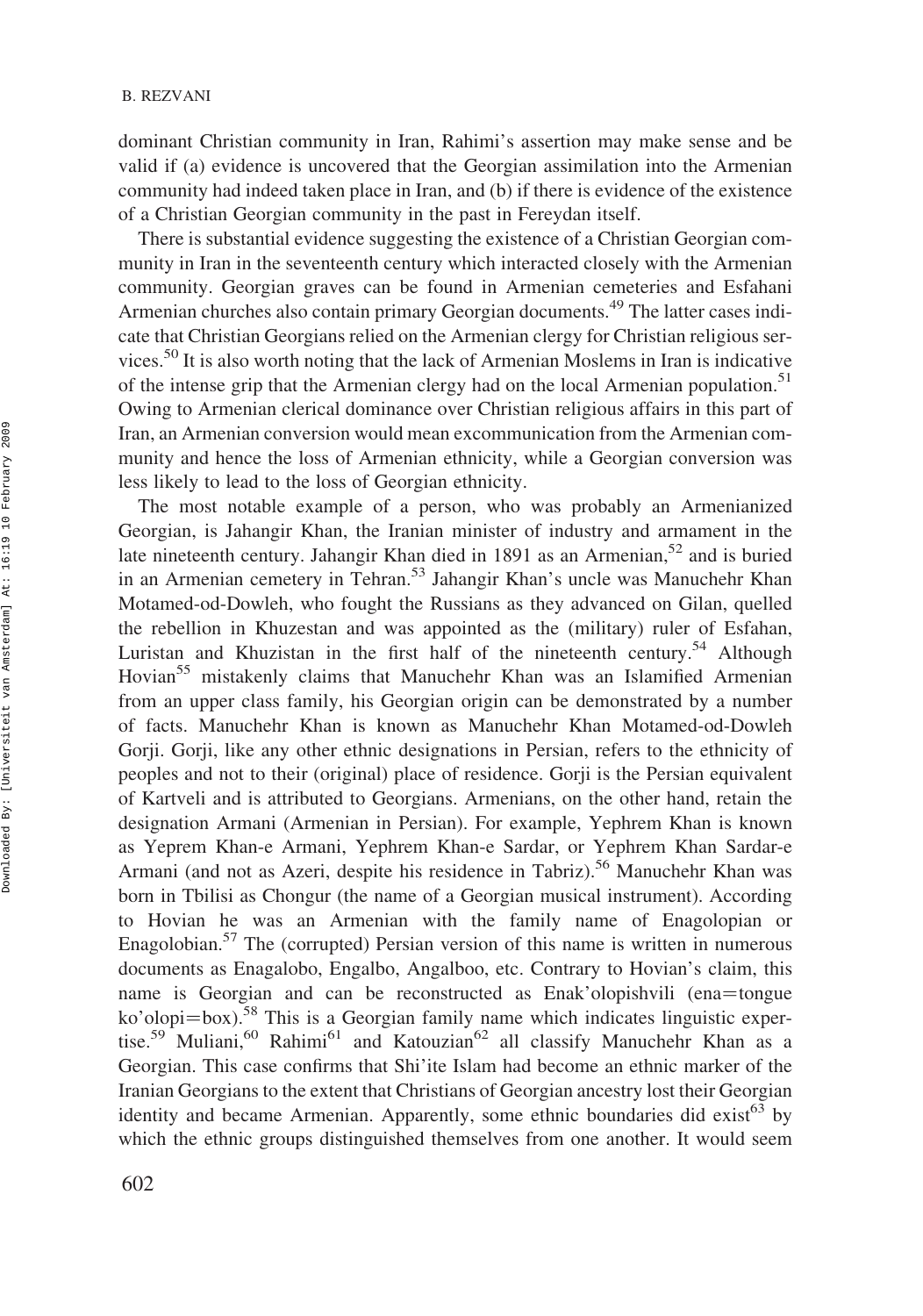dominant Christian community in Iran, Rahimi's assertion may make sense and be valid if (a) evidence is uncovered that the Georgian assimilation into the Armenian community had indeed taken place in Iran, and (b) if there is evidence of the existence of a Christian Georgian community in the past in Fereydan itself.

There is substantial evidence suggesting the existence of a Christian Georgian community in Iran in the seventeenth century which interacted closely with the Armenian community. Georgian graves can be found in Armenian cemeteries and Esfahani Armenian churches also contain primary Georgian documents.[49] The latter cases indicate that Christian Georgians relied on the Armenian clergy for Christian religious services.[50] It is also worth noting that the lack of Armenian Moslems in Iran is indicative of the intense grip that the Armenian clergy had on the local Armenian population.[51] Owing to Armenian clerical dominance over Christian religious affairs in this part of Iran, an Armenian conversion would mean excommunication from the Armenian community and hence the loss of Armenian ethnicity, while a Georgian conversion was less likely to lead to the loss of Georgian ethnicity.

The most notable example of a person, who was probably an Armenianized Georgian, is Jahangir Khan, the Iranian minister of industry and armament in the late nineteenth century. Jahangir Khan died in 1891 as an Armenian,[52] and is buried in an Armenian cemetery in Tehran.[53] Jahangir Khan's uncle was Manuchehr Khan Motamed-od-Dowleh, who fought the Russians as they advanced on Gilan, quelled the rebellion in Khuzestan and was appointed as the (military) ruler of Esfahan, Luristan and Khuzistan in the first half of the nineteenth century.[54] Although Hovian[55] mistakenly claims that Manuchehr Khan was an Islamified Armenian from an upper class family, his Georgian origin can be demonstrated by a number of facts. Manuchehr Khan is known as Manuchehr Khan Motamed-od-Dowleh Gorji. Gorji, like any other ethnic designations in Persian, refers to the ethnicity of peoples and not to their (original) place of residence. Gorji is the Persian equivalent of Kartveli and is attributed to Georgians. Armenians, on the other hand, retain the designation Armani (Armenian in Persian). For example, Yephrem Khan is known as Yeprem Khan-e Armani, Yephrem Khan-e Sardar, or Yephrem Khan Sardar-e Armani (and not as Azeri, despite his residence in Tabriz).[56] Manuchehr Khan was born in Tbilisi as Chongur (the name of a Georgian musical instrument). According to Hovian he was an Armenian with the family name of Enagolopian or Enagolobian.[57] The (corrupted) Persian version of this name is written in numerous documents as Enagalobo, Engalbo, Angalboo, etc. Contrary to Hovian's claim, this name is Georgian and can be reconstructed as Enak'olopishvili (ena=tongue ko'olopi=box).[58] This is a Georgian family name which indicates linguistic expertise.[59] Muliani,[60] Rahimi[61] and Katouzian[62] all classify Manuchehr Khan as a Georgian. This case confirms that Shi'ite Islam had become an ethnic marker of the Iranian Georgians to the extent that Christians of Georgian ancestry lost their Georgian identity and became Armenian. Apparently, some ethnic boundaries did exist[63] by which the ethnic groups distinguished themselves from one another. It would seem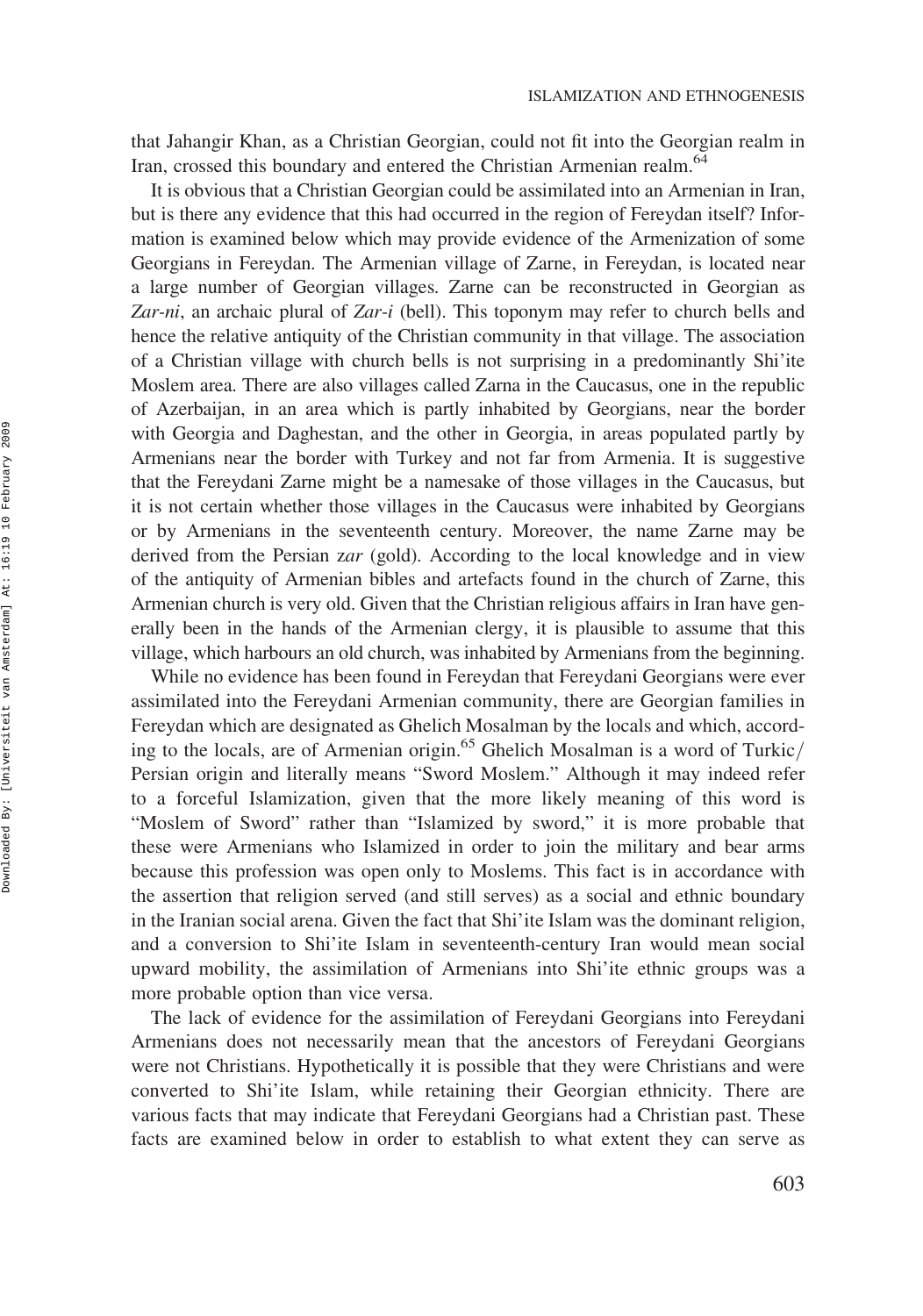that Jahangir Khan, as a Christian Georgian, could not fit into the Georgian realm in Iran, crossed this boundary and entered the Christian Armenian realm.[64]

It is obvious that a Christian Georgian could be assimilated into an Armenian in Iran, but is there any evidence that this had occurred in the region of Fereydan itself? Information is examined below which may provide evidence of the Armenization of some Georgians in Fereydan. The Armenian village of Zarne, in Fereydan, is located near a large number of Georgian villages. Zarne can be reconstructed in Georgian as *Zar-ni*, an archaic plural of *Zar-i* (bell). This toponym may refer to church bells and hence the relative antiquity of the Christian community in that village. The association of a Christian village with church bells is not surprising in a predominantly Shi'ite Moslem area. There are also villages called Zarna in the Caucasus, one in the republic of Azerbaijan, in an area which is partly inhabited by Georgians, near the border with Georgia and Daghestan, and the other in Georgia, in areas populated partly by Armenians near the border with Turkey and not far from Armenia. It is suggestive that the Fereydani Zarne might be a namesake of those villages in the Caucasus, but it is not certain whether those villages in the Caucasus were inhabited by Georgians or by Armenians in the seventeenth century. Moreover, the name Zarne may be derived from the Persian *zar* (gold). According to the local knowledge and in view of the antiquity of Armenian bibles and artefacts found in the church of Zarne, this Armenian church is very old. Given that the Christian religious affairs in Iran have generally been in the hands of the Armenian clergy, it is plausible to assume that this village, which harbours an old church, was inhabited by Armenians from the beginning.

While no evidence has been found in Fereydan that Fereydani Georgians were ever assimilated into the Fereydani Armenian community, there are Georgian families in Fereydan which are designated as Ghelich Mosalman by the locals and which, according to the locals, are of Armenian origin.[65] Ghelich Mosalman is a word of Turkic/Persian origin and literally means "Sword Moslem." Although it may indeed refer to a forceful Islamization, given that the more likely meaning of this word is "Moslem of Sword" rather than "Islamized by sword," it is more probable that these were Armenians who Islamized in order to join the military and bear arms because this profession was open only to Moslems. This fact is in accordance with the assertion that religion served (and still serves) as a social and ethnic boundary in the Iranian social arena. Given the fact that Shi'ite Islam was the dominant religion, and a conversion to Shi'ite Islam in seventeenth-century Iran would mean social upward mobility, the assimilation of Armenians into Shi'ite ethnic groups was a more probable option than vice versa.

The lack of evidence for the assimilation of Fereydani Georgians into Fereydani Armenians does not necessarily mean that the ancestors of Fereydani Georgians were not Christians. Hypothetically it is possible that they were Christians and were converted to Shi'ite Islam, while retaining their Georgian ethnicity. There are various facts that may indicate that Fereydani Georgians had a Christian past. These facts are examined below in order to establish to what extent they can serve as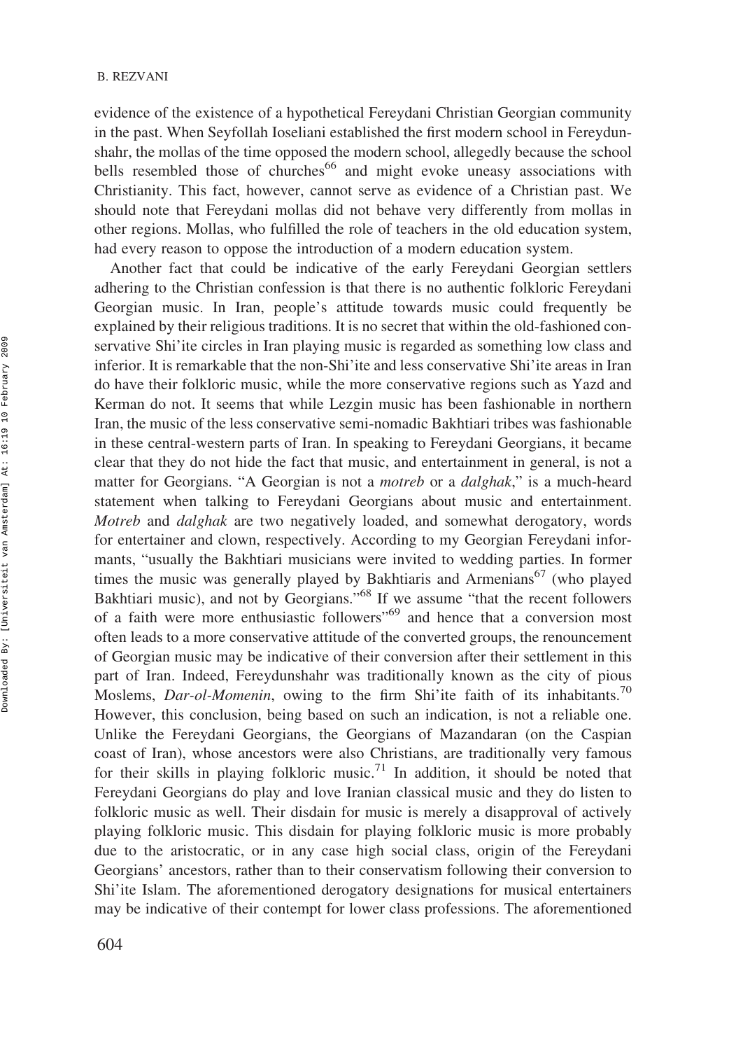evidence of the existence of a hypothetical Fereydani Christian Georgian community in the past. When Seyfollah Ioseliani established the first modern school in Fereydunshahr, the mollas of the time opposed the modern school, allegedly because the school bells resembled those of churches[66] and might evoke uneasy associations with Christianity. This fact, however, cannot serve as evidence of a Christian past. We should note that Fereydani mollas did not behave very differently from mollas in other regions. Mollas, who fulfilled the role of teachers in the old education system, had every reason to oppose the introduction of a modern education system.

Another fact that could be indicative of the early Fereydani Georgian settlers adhering to the Christian confession is that there is no authentic folkloric Fereydani Georgian music. In Iran, people's attitude towards music could frequently be explained by their religious traditions. It is no secret that within the old-fashioned conservative Shi'ite circles in Iran playing music is regarded as something low class and inferior. It is remarkable that the non-Shi'ite and less conservative Shi'ite areas in Iran do have their folkloric music, while the more conservative regions such as Yazd and Kerman do not. It seems that while Lezgin music has been fashionable in northern Iran, the music of the less conservative semi-nomadic Bakhtiari tribes was fashionable in these central-western parts of Iran. In speaking to Fereydani Georgians, it became clear that they do not hide the fact that music, and entertainment in general, is not a matter for Georgians. "A Georgian is not a *motreb* or a *dalghak*," is a much-heard statement when talking to Fereydani Georgians about music and entertainment. *Motreb* and *dalghak* are two negatively loaded, and somewhat derogatory, words for entertainer and clown, respectively. According to my Georgian Fereydani informants, "usually the Bakhtiari musicians were invited to wedding parties. In former times the music was generally played by Bakhtiaris and Armenians[67] (who played Bakhtiari music), and not by Georgians."[68] If we assume "that the recent followers of a faith were more enthusiastic followers"[69] and hence that a conversion most often leads to a more conservative attitude of the converted groups, the renouncement of Georgian music may be indicative of their conversion after their settlement in this part of Iran. Indeed, Fereydunshahr was traditionally known as the city of pious Moslems, *Dar-ol-Momenin*, owing to the firm Shi'ite faith of its inhabitants.[70] However, this conclusion, being based on such an indication, is not a reliable one. Unlike the Fereydani Georgians, the Georgians of Mazandaran (on the Caspian coast of Iran), whose ancestors were also Christians, are traditionally very famous for their skills in playing folkloric music.[71] In addition, it should be noted that Fereydani Georgians do play and love Iranian classical music and they do listen to folkloric music as well. Their disdain for music is merely a disapproval of actively playing folkloric music. This disdain for playing folkloric music is more probably due to the aristocratic, or in any case high social class, origin of the Fereydani Georgians' ancestors, rather than to their conservatism following their conversion to Shi'ite Islam. The aforementioned derogatory designations for musical entertainers may be indicative of their contempt for lower class professions. The aforementioned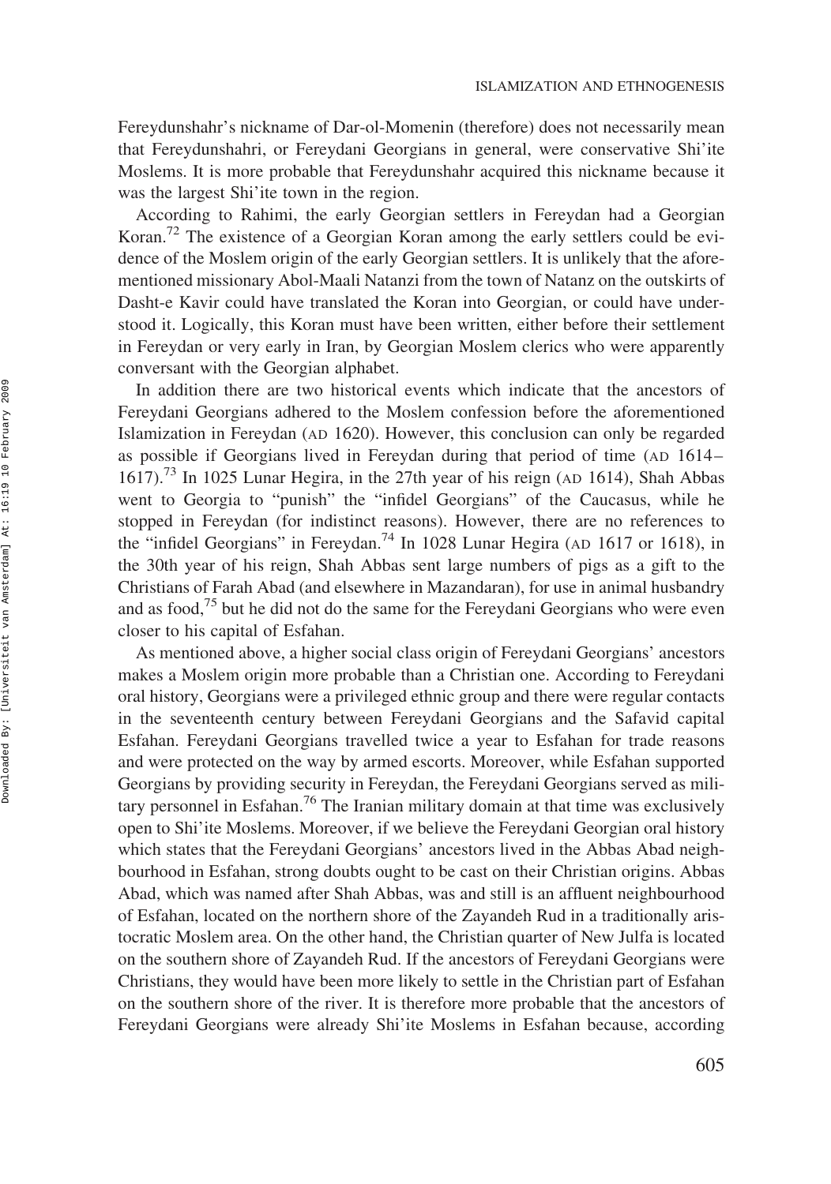Fereydunshahr's nickname of Dar-ol-Momenin (therefore) does not necessarily mean that Fereydunshahri, or Fereydani Georgians in general, were conservative Shi'ite Moslems. It is more probable that Fereydunshahr acquired this nickname because it was the largest Shi'ite town in the region.

According to Rahimi, the early Georgian settlers in Fereydan had a Georgian Koran.[72] The existence of a Georgian Koran among the early settlers could be evidence of the Moslem origin of the early Georgian settlers. It is unlikely that the aforementioned missionary Abol-Maali Natanzi from the town of Natanz on the outskirts of Dasht-e Kavir could have translated the Koran into Georgian, or could have understood it. Logically, this Koran must have been written, either before their settlement in Fereydan or very early in Iran, by Georgian Moslem clerics who were apparently conversant with the Georgian alphabet.

In addition there are two historical events which indicate that the ancestors of Fereydani Georgians adhered to the Moslem confession before the aforementioned Islamization in Fereydan (AD 1620). However, this conclusion can only be regarded as possible if Georgians lived in Fereydan during that period of time (AD 1614–1617).[73] In 1025 Lunar Hegira, in the 27th year of his reign (AD 1614), Shah Abbas went to Georgia to "punish" the "infidel Georgians" of the Caucasus, while he stopped in Fereydan (for indistinct reasons). However, there are no references to the "infidel Georgians" in Fereydan.[74] In 1028 Lunar Hegira (AD 1617 or 1618), in the 30th year of his reign, Shah Abbas sent large numbers of pigs as a gift to the Christians of Farah Abad (and elsewhere in Mazandaran), for use in animal husbandry and as food,[75] but he did not do the same for the Fereydani Georgians who were even closer to his capital of Esfahan.

As mentioned above, a higher social class origin of Fereydani Georgians' ancestors makes a Moslem origin more probable than a Christian one. According to Fereydani oral history, Georgians were a privileged ethnic group and there were regular contacts in the seventeenth century between Fereydani Georgians and the Safavid capital Esfahan. Fereydani Georgians travelled twice a year to Esfahan for trade reasons and were protected on the way by armed escorts. Moreover, while Esfahan supported Georgians by providing security in Fereydan, the Fereydani Georgians served as military personnel in Esfahan.[76] The Iranian military domain at that time was exclusively open to Shi'ite Moslems. Moreover, if we believe the Fereydani Georgian oral history which states that the Fereydani Georgians' ancestors lived in the Abbas Abad neighbourhood in Esfahan, strong doubts ought to be cast on their Christian origins. Abbas Abad, which was named after Shah Abbas, was and still is an affluent neighbourhood of Esfahan, located on the northern shore of the Zayandeh Rud in a traditionally aristocratic Moslem area. On the other hand, the Christian quarter of New Julfa is located on the southern shore of Zayandeh Rud. If the ancestors of Fereydani Georgians were Christians, they would have been more likely to settle in the Christian part of Esfahan on the southern shore of the river. It is therefore more probable that the ancestors of Fereydani Georgians were already Shi'ite Moslems in Esfahan because, according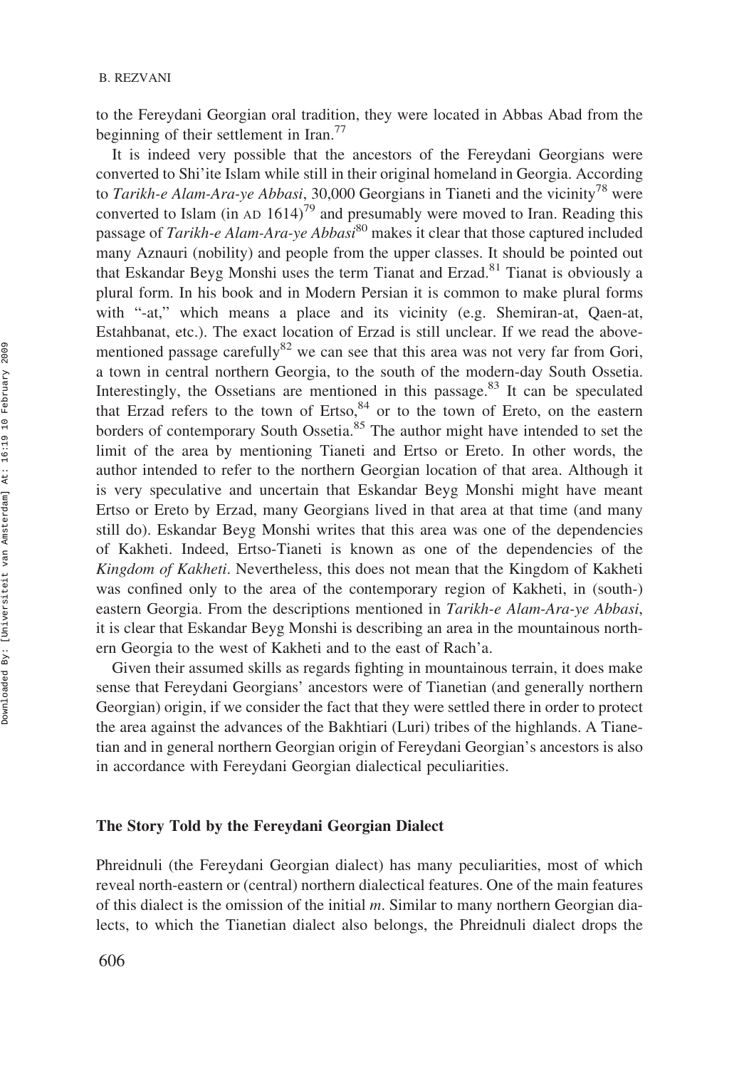to the Fereydani Georgian oral tradition, they were located in Abbas Abad from the beginning of their settlement in Iran.[77]

It is indeed very possible that the ancestors of the Fereydani Georgians were converted to Shi'ite Islam while still in their original homeland in Georgia. According to *Tarikh-e Alam-Ara-ye Abbasi*, 30,000 Georgians in Tianeti and the vicinity[78] were converted to Islam (in AD 1614)[79] and presumably were moved to Iran. Reading this passage of *Tarikh-e Alam-Ara-ye Abbasi*[80] makes it clear that those captured included many Aznauri (nobility) and people from the upper classes. It should be pointed out that Eskandar Beyg Monshi uses the term Tianat and Erzad.[81] Tianat is obviously a plural form. In his book and in Modern Persian it is common to make plural forms with "-at," which means a place and its vicinity (e.g. Shemiran-at, Qaen-at, Estahbanat, etc.). The exact location of Erzad is still unclear. If we read the above-mentioned passage carefully[82] we can see that this area was not very far from Gori, a town in central northern Georgia, to the south of the modern-day South Ossetia. Interestingly, the Ossetians are mentioned in this passage.[83] It can be speculated that Erzad refers to the town of Ertso,[84] or to the town of Ereto, on the eastern borders of contemporary South Ossetia.[85] The author might have intended to set the limit of the area by mentioning Tianeti and Ertso or Ereto. In other words, the author intended to refer to the northern Georgian location of that area. Although it is very speculative and uncertain that Eskandar Beyg Monshi might have meant Ertso or Ereto by Erzad, many Georgians lived in that area at that time (and many still do). Eskandar Beyg Monshi writes that this area was one of the dependencies of Kakheti. Indeed, Ertso-Tianeti is known as one of the dependencies of the *Kingdom of Kakheti*. Nevertheless, this does not mean that the Kingdom of Kakheti was confined only to the area of the contemporary region of Kakheti, in (south-) eastern Georgia. From the descriptions mentioned in *Tarikh-e Alam-Ara-ye Abbasi*, it is clear that Eskandar Beyg Monshi is describing an area in the mountainous northern Georgia to the west of Kakheti and to the east of Rach'a.

Given their assumed skills as regards fighting in mountainous terrain, it does make sense that Fereydani Georgians' ancestors were of Tianetian (and generally northern Georgian) origin, if we consider the fact that they were settled there in order to protect the area against the advances of the Bakhtiari (Luri) tribes of the highlands. A Tianetian and in general northern Georgian origin of Fereydani Georgian's ancestors is also in accordance with Fereydani Georgian dialectical peculiarities.

## The Story Told by the Fereydani Georgian Dialect

Phreidnuli (the Fereydani Georgian dialect) has many peculiarities, most of which reveal north-eastern or (central) northern dialectical features. One of the main features of this dialect is the omission of the initial *m*. Similar to many northern Georgian dialects, to which the Tianetian dialect also belongs, the Phreidnuli dialect drops the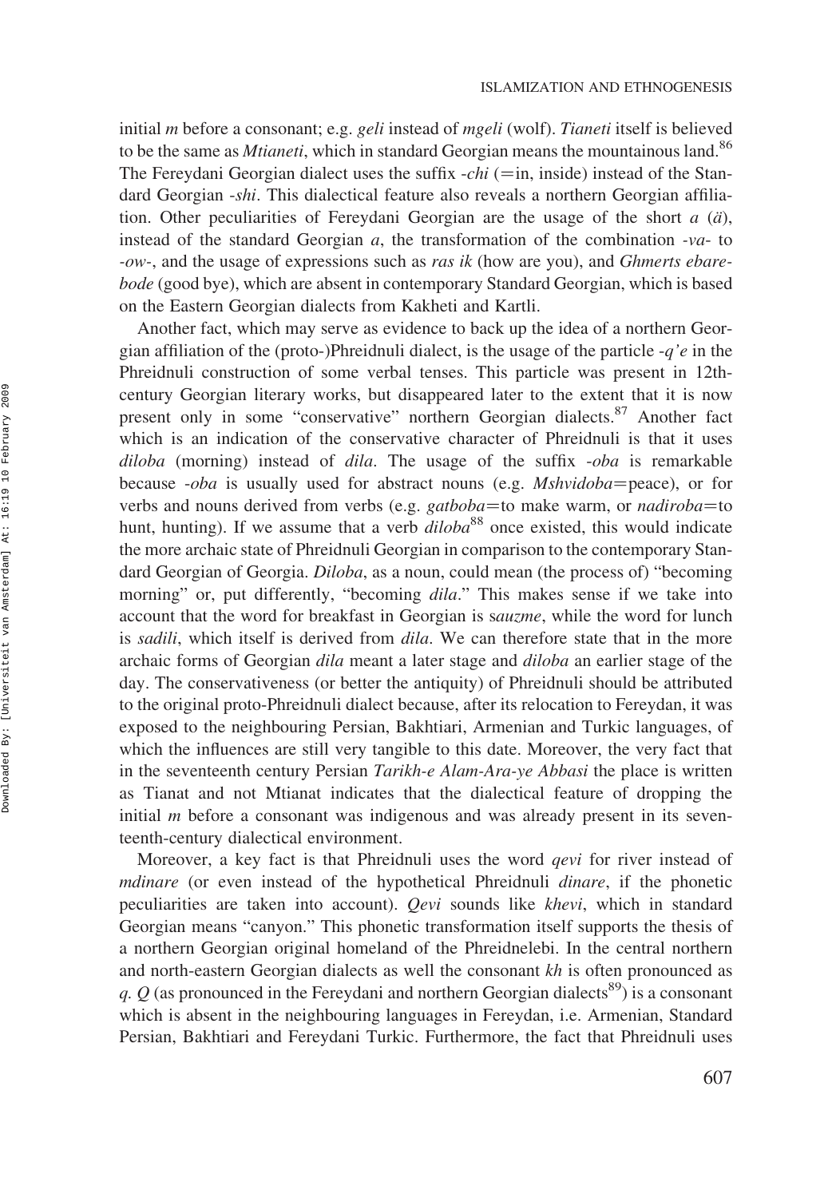initial *m* before a consonant; e.g. *geli* instead of *mgeli* (wolf). *Tianeti* itself is believed to be the same as *Mtianeti*, which in standard Georgian means the mountainous land.[86] The Fereydani Georgian dialect uses the suffix *-chi* (=in, inside) instead of the Standard Georgian *-shi*. This dialectical feature also reveals a northern Georgian affiliation. Other peculiarities of Fereydani Georgian are the usage of the short *a* (*ä*), instead of the standard Georgian *a*, the transformation of the combination *-va-* to *-ow-*, and the usage of expressions such as *ras ik* (how are you), and *Ghmerts ebarebode* (good bye), which are absent in contemporary Standard Georgian, which is based on the Eastern Georgian dialects from Kakheti and Kartli.

Another fact, which may serve as evidence to back up the idea of a northern Georgian affiliation of the (proto-)Phreidnuli dialect, is the usage of the particle *-q'e* in the Phreidnuli construction of some verbal tenses. This particle was present in 12th-century Georgian literary works, but disappeared later to the extent that it is now present only in some "conservative" northern Georgian dialects.[87] Another fact which is an indication of the conservative character of Phreidnuli is that it uses *diloba* (morning) instead of *dila*. The usage of the suffix *-oba* is remarkable because *-oba* is usually used for abstract nouns (e.g. *Mshvidoba*=peace), or for verbs and nouns derived from verbs (e.g. *gatboba*=to make warm, or *nadiroba*=to hunt, hunting). If we assume that a verb *diloba*[88] once existed, this would indicate the more archaic state of Phreidnuli Georgian in comparison to the contemporary Standard Georgian of Georgia. *Diloba*, as a noun, could mean (the process of) "becoming morning" or, put differently, "becoming *dila*." This makes sense if we take into account that the word for breakfast in Georgian is s*auzme*, while the word for lunch is *sadili*, which itself is derived from *dila*. We can therefore state that in the more archaic forms of Georgian *dila* meant a later stage and *diloba* an earlier stage of the day. The conservativeness (or better the antiquity) of Phreidnuli should be attributed to the original proto-Phreidnuli dialect because, after its relocation to Fereydan, it was exposed to the neighbouring Persian, Bakhtiari, Armenian and Turkic languages, of which the influences are still very tangible to this date. Moreover, the very fact that in the seventeenth century Persian *Tarikh-e Alam-Ara-ye Abbasi* the place is written as Tianat and not Mtianat indicates that the dialectical feature of dropping the initial *m* before a consonant was indigenous and was already present in its seventeenth-century dialectical environment.

Moreover, a key fact is that Phreidnuli uses the word *qevi* for river instead of *mdinare* (or even instead of the hypothetical Phreidnuli *dinare*, if the phonetic peculiarities are taken into account). *Qevi* sounds like *khevi*, which in standard Georgian means "canyon." This phonetic transformation itself supports the thesis of a northern Georgian original homeland of the Phreidnelebi. In the central northern and north-eastern Georgian dialects as well the consonant *kh* is often pronounced as *q*. *Q* (as pronounced in the Fereydani and northern Georgian dialects[89]) is a consonant which is absent in the neighbouring languages in Fereydan, i.e. Armenian, Standard Persian, Bakhtiari and Fereydani Turkic. Furthermore, the fact that Phreidnuli uses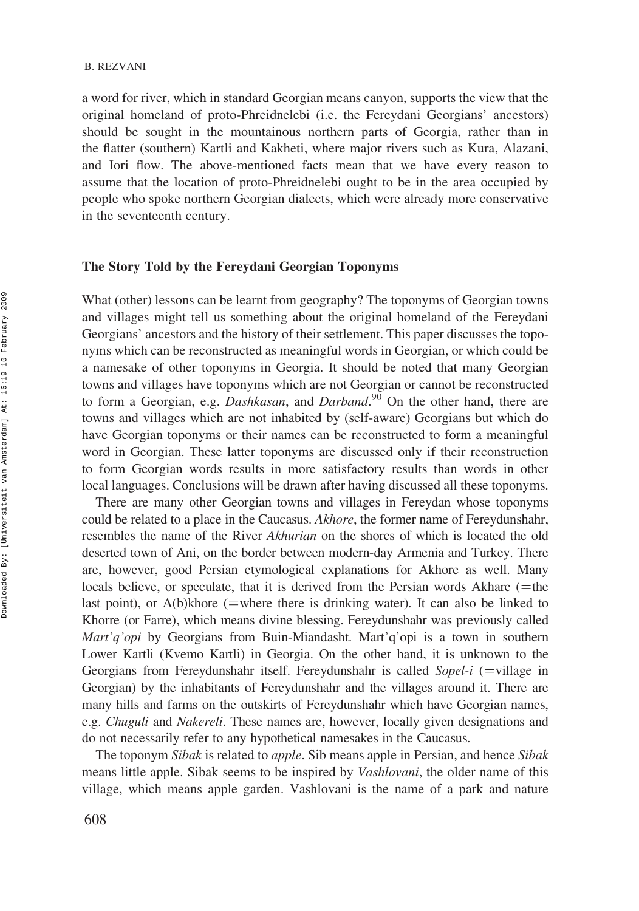a word for river, which in standard Georgian means canyon, supports the view that the original homeland of proto-Phreidnelebi (i.e. the Fereydani Georgians' ancestors) should be sought in the mountainous northern parts of Georgia, rather than in the flatter (southern) Kartli and Kakheti, where major rivers such as Kura, Alazani, and Iori flow. The above-mentioned facts mean that we have every reason to assume that the location of proto-Phreidnelebi ought to be in the area occupied by people who spoke northern Georgian dialects, which were already more conservative in the seventeenth century.

## The Story Told by the Fereydani Georgian Toponyms

What (other) lessons can be learnt from geography? The toponyms of Georgian towns and villages might tell us something about the original homeland of the Fereydani Georgians' ancestors and the history of their settlement. This paper discusses the toponyms which can be reconstructed as meaningful words in Georgian, or which could be a namesake of other toponyms in Georgia. It should be noted that many Georgian towns and villages have toponyms which are not Georgian or cannot be reconstructed to form a Georgian, e.g. *Dashkasan*, and *Darband*.[90] On the other hand, there are towns and villages which are not inhabited by (self-aware) Georgians but which do have Georgian toponyms or their names can be reconstructed to form a meaningful word in Georgian. These latter toponyms are discussed only if their reconstruction to form Georgian words results in more satisfactory results than words in other local languages. Conclusions will be drawn after having discussed all these toponyms.

There are many other Georgian towns and villages in Fereydan whose toponyms could be related to a place in the Caucasus. *Akhore*, the former name of Fereydunshahr, resembles the name of the River *Akhurian* on the shores of which is located the old deserted town of Ani, on the border between modern-day Armenia and Turkey. There are, however, good Persian etymological explanations for Akhore as well. Many locals believe, or speculate, that it is derived from the Persian words Akhare (=the last point), or A(b)khore (=where there is drinking water). It can also be linked to Khorre (or Farre), which means divine blessing. Fereydunshahr was previously called *Mart'q'opi* by Georgians from Buin-Miandasht. Mart'q'opi is a town in southern Lower Kartli (Kvemo Kartli) in Georgia. On the other hand, it is unknown to the Georgians from Fereydunshahr itself. Fereydunshahr is called *Sopel-i* (=village in Georgian) by the inhabitants of Fereydunshahr and the villages around it. There are many hills and farms on the outskirts of Fereydunshahr which have Georgian names, e.g. *Chuguli* and *Nakereli*. These names are, however, locally given designations and do not necessarily refer to any hypothetical namesakes in the Caucasus.

The toponym *Sibak* is related to *apple*. Sib means apple in Persian, and hence *Sibak* means little apple. Sibak seems to be inspired by *Vashlovani*, the older name of this village, which means apple garden. Vashlovani is the name of a park and nature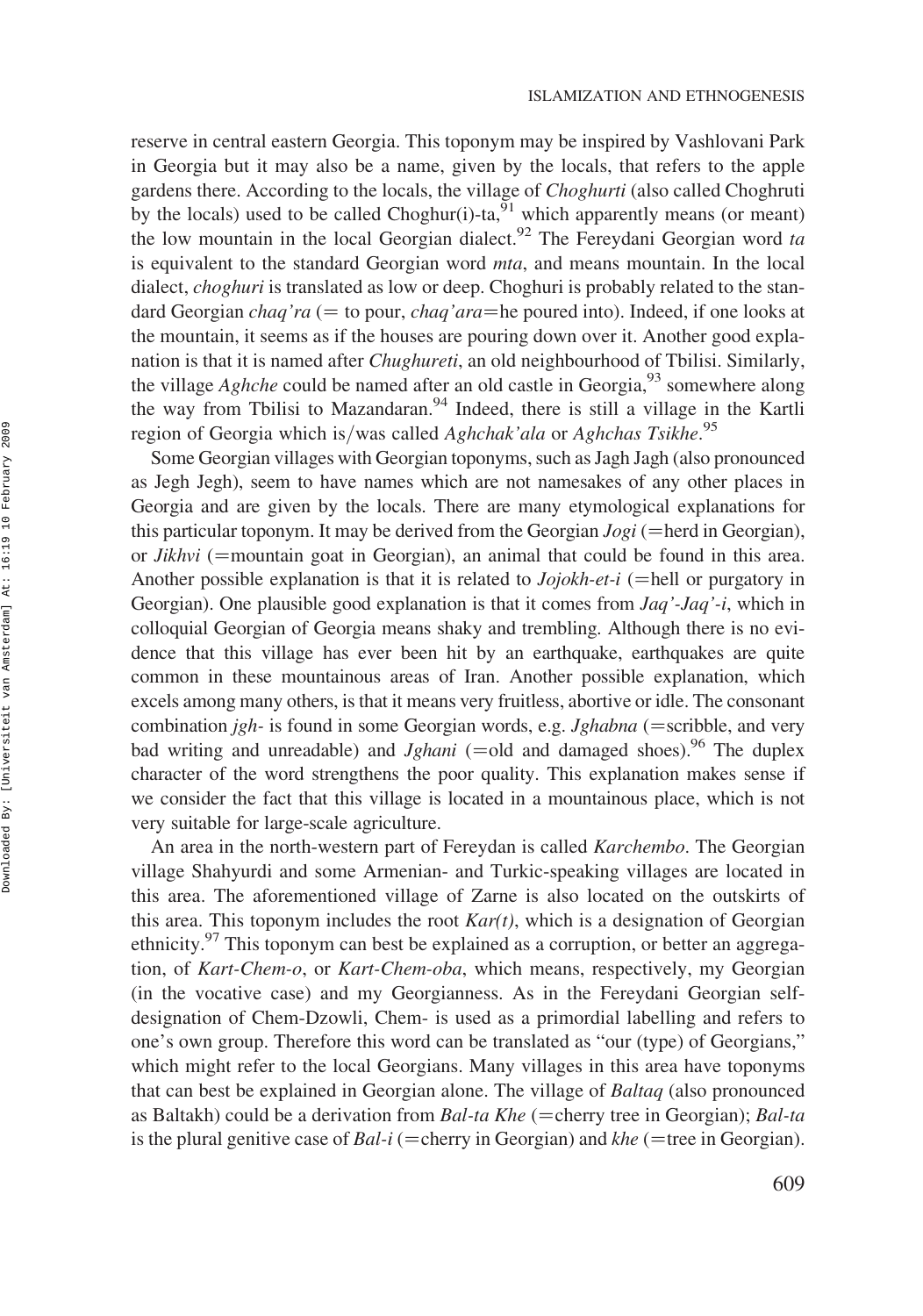reserve in central eastern Georgia. This toponym may be inspired by Vashlovani Park in Georgia but it may also be a name, given by the locals, that refers to the apple gardens there. According to the locals, the village of *Choghurti* (also called Choghruti by the locals) used to be called Choghur(i)-ta,[91] which apparently means (or meant) the low mountain in the local Georgian dialect.[92] The Fereydani Georgian word *ta* is equivalent to the standard Georgian word *mta*, and means mountain. In the local dialect, *choghuri* is translated as low or deep. Choghuri is probably related to the standard Georgian *chaq'ra* (= to pour, *chaq'ara*=he poured into). Indeed, if one looks at the mountain, it seems as if the houses are pouring down over it. Another good explanation is that it is named after *Chughureti*, an old neighbourhood of Tbilisi. Similarly, the village *Aghche* could be named after an old castle in Georgia,[93] somewhere along the way from Tbilisi to Mazandaran.[94] Indeed, there is still a village in the Kartli region of Georgia which is/was called *Aghchak'ala* or *Aghchas Tsikhe*.[95]

Some Georgian villages with Georgian toponyms, such as Jagh Jagh (also pronounced as Jegh Jegh), seem to have names which are not namesakes of any other places in Georgia and are given by the locals. There are many etymological explanations for this particular toponym. It may be derived from the Georgian *Jogi* (=herd in Georgian), or *Jikhvi* (=mountain goat in Georgian), an animal that could be found in this area. Another possible explanation is that it is related to *Jojokh-et-i* (=hell or purgatory in Georgian). One plausible good explanation is that it comes from *Jaq'-Jaq'-i*, which in colloquial Georgian of Georgia means shaky and trembling. Although there is no evidence that this village has ever been hit by an earthquake, earthquakes are quite common in these mountainous areas of Iran. Another possible explanation, which excels among many others, is that it means very fruitless, abortive or idle. The consonant combination *jgh-* is found in some Georgian words, e.g. *Jghabna* (=scribble, and very bad writing and unreadable) and *Jghani* (=old and damaged shoes).[96] The duplex character of the word strengthens the poor quality. This explanation makes sense if we consider the fact that this village is located in a mountainous place, which is not very suitable for large-scale agriculture.

An area in the north-western part of Fereydan is called *Karchembo*. The Georgian village Shahyurdi and some Armenian- and Turkic-speaking villages are located in this area. The aforementioned village of Zarne is also located on the outskirts of this area. This toponym includes the root *Kar(t)*, which is a designation of Georgian ethnicity.[97] This toponym can best be explained as a corruption, or better an aggregation, of *Kart-Chem-o*, or *Kart-Chem-oba*, which means, respectively, my Georgian (in the vocative case) and my Georgianness. As in the Fereydani Georgian self-designation of Chem-Dzowli, Chem- is used as a primordial labelling and refers to one's own group. Therefore this word can be translated as "our (type) of Georgians," which might refer to the local Georgians. Many villages in this area have toponyms that can best be explained in Georgian alone. The village of *Baltaq* (also pronounced as Baltakh) could be a derivation from *Bal-ta Khe* (=cherry tree in Georgian); *Bal-ta* is the plural genitive case of *Bal-i* (=cherry in Georgian) and *khe* (=tree in Georgian).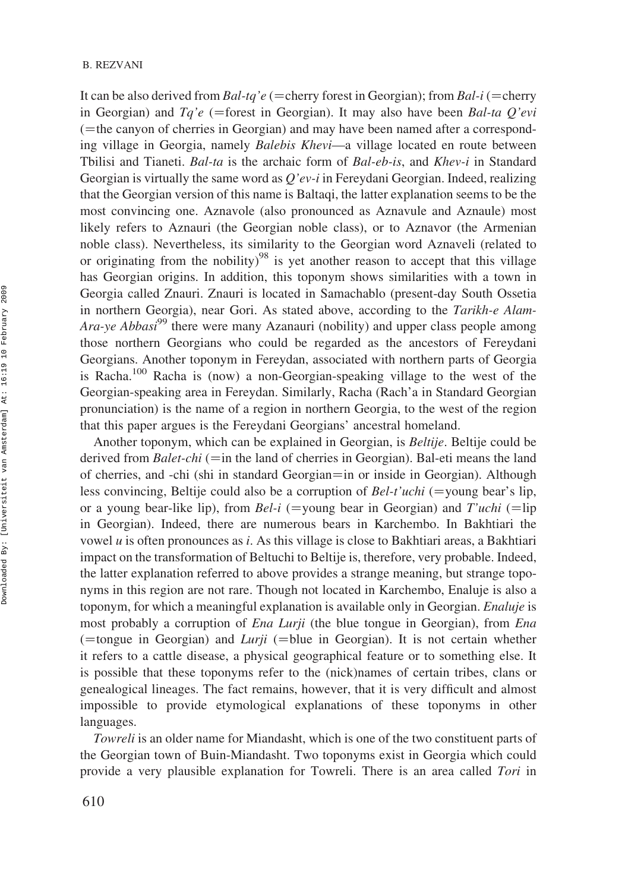It can be also derived from *Bal-tq'e* (=cherry forest in Georgian); from *Bal-i* (=cherry in Georgian) and *Tq'e* (=forest in Georgian). It may also have been *Bal-ta Q'evi* (=the canyon of cherries in Georgian) and may have been named after a corresponding village in Georgia, namely *Balebis Khevi*—a village located en route between Tbilisi and Tianeti. *Bal-ta* is the archaic form of *Bal-eb-is*, and *Khev-i* in Standard Georgian is virtually the same word as *Q'ev-i* in Fereydani Georgian. Indeed, realizing that the Georgian version of this name is Baltaqi, the latter explanation seems to be the most convincing one. Aznavole (also pronounced as Aznavule and Aznaule) most likely refers to Aznauri (the Georgian noble class), or to Aznavor (the Armenian noble class). Nevertheless, its similarity to the Georgian word Aznaveli (related to or originating from the nobility)[98] is yet another reason to accept that this village has Georgian origins. In addition, this toponym shows similarities with a town in Georgia called Znauri. Znauri is located in Samachablo (present-day South Ossetia in northern Georgia), near Gori. As stated above, according to the *Tarikh-e Alam-Ara-ye Abbasi*[99] there were many Azanauri (nobility) and upper class people among those northern Georgians who could be regarded as the ancestors of Fereydani Georgians. Another toponym in Fereydan, associated with northern parts of Georgia is Racha.[100] Racha is (now) a non-Georgian-speaking village to the west of the Georgian-speaking area in Fereydan. Similarly, Racha (Rach'a in Standard Georgian pronunciation) is the name of a region in northern Georgia, to the west of the region that this paper argues is the Fereydani Georgians' ancestral homeland.

Another toponym, which can be explained in Georgian, is *Beltije*. Beltije could be derived from *Balet-chi* (=in the land of cherries in Georgian). Bal-eti means the land of cherries, and -chi (shi in standard Georgian=in or inside in Georgian). Although less convincing, Beltije could also be a corruption of *Bel-t'uchi* (=young bear's lip, or a young bear-like lip), from *Bel-i* (=young bear in Georgian) and *T'uchi* (=lip in Georgian). Indeed, there are numerous bears in Karchembo. In Bakhtiari the vowel *u* is often pronounces as *i*. As this village is close to Bakhtiari areas, a Bakhtiari impact on the transformation of Beltuchi to Beltije is, therefore, very probable. Indeed, the latter explanation referred to above provides a strange meaning, but strange toponyms in this region are not rare. Though not located in Karchembo, Enaluje is also a toponym, for which a meaningful explanation is available only in Georgian. *Enaluje* is most probably a corruption of *Ena Lurji* (the blue tongue in Georgian), from *Ena* (=tongue in Georgian) and *Lurji* (=blue in Georgian). It is not certain whether it refers to a cattle disease, a physical geographical feature or to something else. It is possible that these toponyms refer to the (nick)names of certain tribes, clans or genealogical lineages. The fact remains, however, that it is very difficult and almost impossible to provide etymological explanations of these toponyms in other languages.

*Towreli* is an older name for Miandasht, which is one of the two constituent parts of the Georgian town of Buin-Miandasht. Two toponyms exist in Georgia which could provide a very plausible explanation for Towreli. There is an area called *Tori* in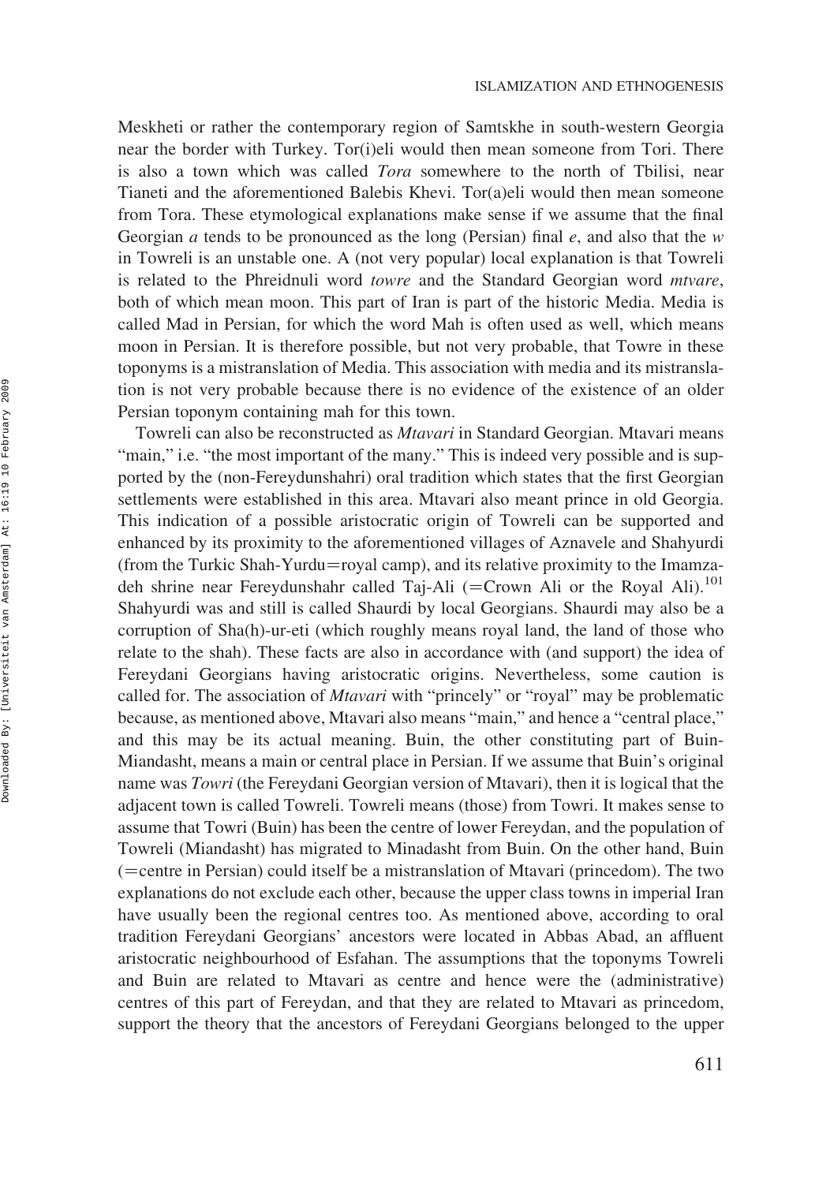Meskheti or rather the contemporary region of Samtskhe in south-western Georgia near the border with Turkey. Tor(i)eli would then mean someone from Tori. There is also a town which was called *Tora* somewhere to the north of Tbilisi, near Tianeti and the aforementioned Balebis Khevi. Tor(a)eli would then mean someone from Tora. These etymological explanations make sense if we assume that the final Georgian *a* tends to be pronounced as the long (Persian) final *e*, and also that the *w* in Towreli is an unstable one. A (not very popular) local explanation is that Towreli is related to the Phreidnuli word *towre* and the Standard Georgian word *mtvare*, both of which mean moon. This part of Iran is part of the historic Media. Media is called Mad in Persian, for which the word Mah is often used as well, which means moon in Persian. It is therefore possible, but not very probable, that Towre in these toponyms is a mistranslation of Media. This association with media and its mistranslation is not very probable because there is no evidence of the existence of an older Persian toponym containing mah for this town.

Towreli can also be reconstructed as *Mtavari* in Standard Georgian. Mtavari means "main," i.e. "the most important of the many." This is indeed very possible and is supported by the (non-Fereydunshahri) oral tradition which states that the first Georgian settlements were established in this area. Mtavari also meant prince in old Georgia. This indication of a possible aristocratic origin of Towreli can be supported and enhanced by its proximity to the aforementioned villages of Aznavele and Shahyurdi (from the Turkic Shah-Yurdu=royal camp), and its relative proximity to the Imamzadeh shrine near Fereydunshahr called Taj-Ali (=Crown Ali or the Royal Ali).[101] Shahyurdi was and still is called Shaurdi by local Georgians. Shaurdi may also be a corruption of Sha(h)-ur-eti (which roughly means royal land, the land of those who relate to the shah). These facts are also in accordance with (and support) the idea of Fereydani Georgians having aristocratic origins. Nevertheless, some caution is called for. The association of *Mtavari* with "princely" or "royal" may be problematic because, as mentioned above, Mtavari also means "main," and hence a "central place," and this may be its actual meaning. Buin, the other constituting part of Buin-Miandasht, means a main or central place in Persian. If we assume that Buin's original name was *Towri* (the Fereydani Georgian version of Mtavari), then it is logical that the adjacent town is called Towreli. Towreli means (those) from Towri. It makes sense to assume that Towri (Buin) has been the centre of lower Fereydan, and the population of Towreli (Miandasht) has migrated to Minadasht from Buin. On the other hand, Buin (=centre in Persian) could itself be a mistranslation of Mtavari (princedom). The two explanations do not exclude each other, because the upper class towns in imperial Iran have usually been the regional centres too. As mentioned above, according to oral tradition Fereydani Georgians' ancestors were located in Abbas Abad, an affluent aristocratic neighbourhood of Esfahan. The assumptions that the toponyms Towreli and Buin are related to Mtavari as centre and hence were the (administrative) centres of this part of Fereydan, and that they are related to Mtavari as princedom, support the theory that the ancestors of Fereydani Georgians belonged to the upper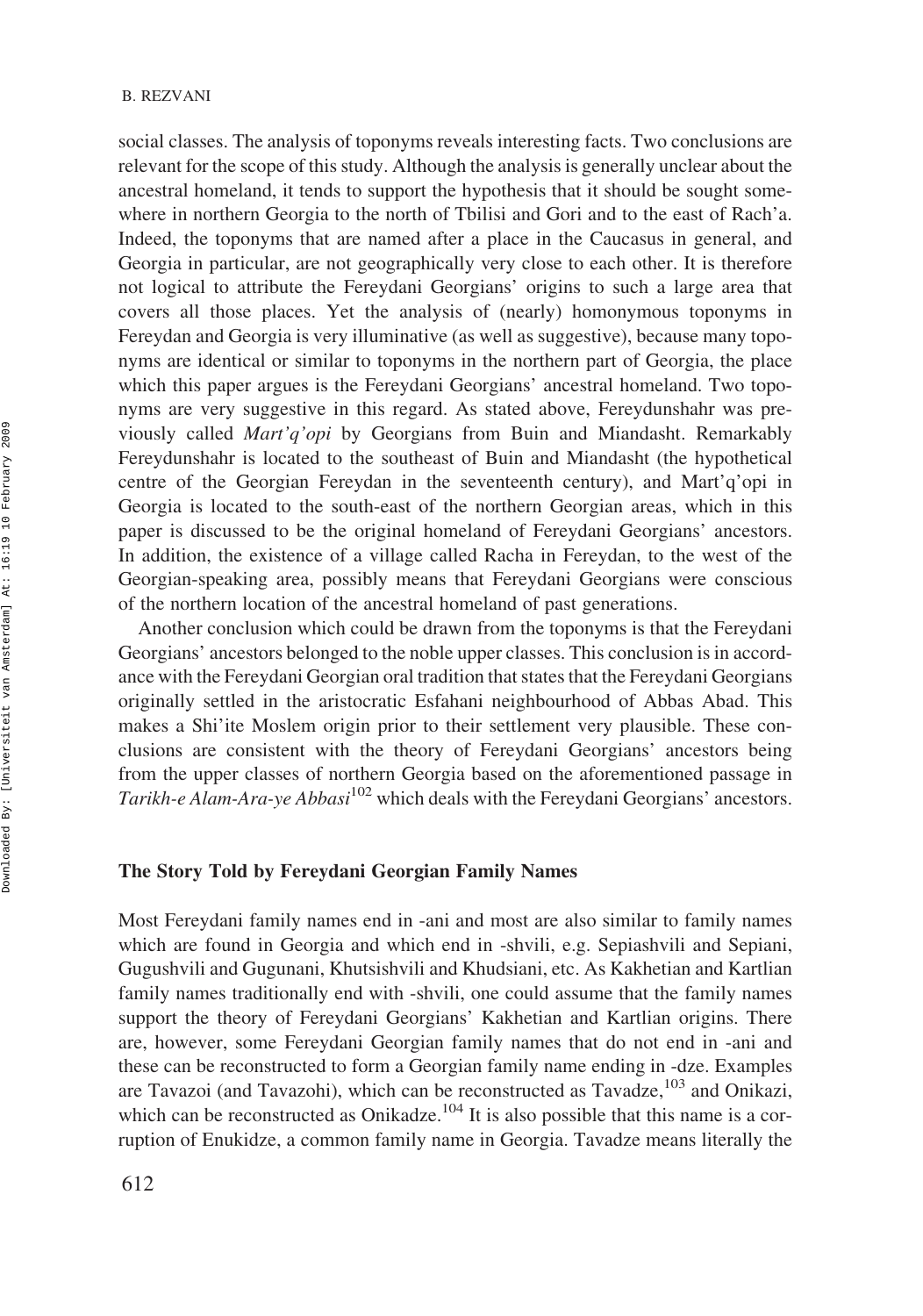social classes. The analysis of toponyms reveals interesting facts. Two conclusions are relevant for the scope of this study. Although the analysis is generally unclear about the ancestral homeland, it tends to support the hypothesis that it should be sought somewhere in northern Georgia to the north of Tbilisi and Gori and to the east of Rach'a. Indeed, the toponyms that are named after a place in the Caucasus in general, and Georgia in particular, are not geographically very close to each other. It is therefore not logical to attribute the Fereydani Georgians' origins to such a large area that covers all those places. Yet the analysis of (nearly) homonymous toponyms in Fereydan and Georgia is very illuminative (as well as suggestive), because many toponyms are identical or similar to toponyms in the northern part of Georgia, the place which this paper argues is the Fereydani Georgians' ancestral homeland. Two toponyms are very suggestive in this regard. As stated above, Fereydunshahr was previously called *Mart'q'opi* by Georgians from Buin and Miandasht. Remarkably Fereydunshahr is located to the southeast of Buin and Miandasht (the hypothetical centre of the Georgian Fereydan in the seventeenth century), and Mart'q'opi in Georgia is located to the south-east of the northern Georgian areas, which in this paper is discussed to be the original homeland of Fereydani Georgians' ancestors. In addition, the existence of a village called Racha in Fereydan, to the west of the Georgian-speaking area, possibly means that Fereydani Georgians were conscious of the northern location of the ancestral homeland of past generations.

Another conclusion which could be drawn from the toponyms is that the Fereydani Georgians' ancestors belonged to the noble upper classes. This conclusion is in accordance with the Fereydani Georgian oral tradition that states that the Fereydani Georgians originally settled in the aristocratic Esfahani neighbourhood of Abbas Abad. This makes a Shi'ite Moslem origin prior to their settlement very plausible. These conclusions are consistent with the theory of Fereydani Georgians' ancestors being from the upper classes of northern Georgia based on the aforementioned passage in *Tarikh-e Alam-Ara-ye Abbasi*[102] which deals with the Fereydani Georgians' ancestors.

### The Story Told by Fereydani Georgian Family Names

Most Fereydani family names end in -ani and most are also similar to family names which are found in Georgia and which end in -shvili, e.g. Sepiashvili and Sepiani, Gugushvili and Gugunani, Khutsishvili and Khudsiani, etc. As Kakhetian and Kartlian family names traditionally end with -shvili, one could assume that the family names support the theory of Fereydani Georgians' Kakhetian and Kartlian origins. There are, however, some Fereydani Georgian family names that do not end in -ani and these can be reconstructed to form a Georgian family name ending in -dze. Examples are Tavazoi (and Tavazohi), which can be reconstructed as Tavadze,[103] and Onikazi, which can be reconstructed as Onikadze.[104] It is also possible that this name is a corruption of Enukidze, a common family name in Georgia. Tavadze means literally the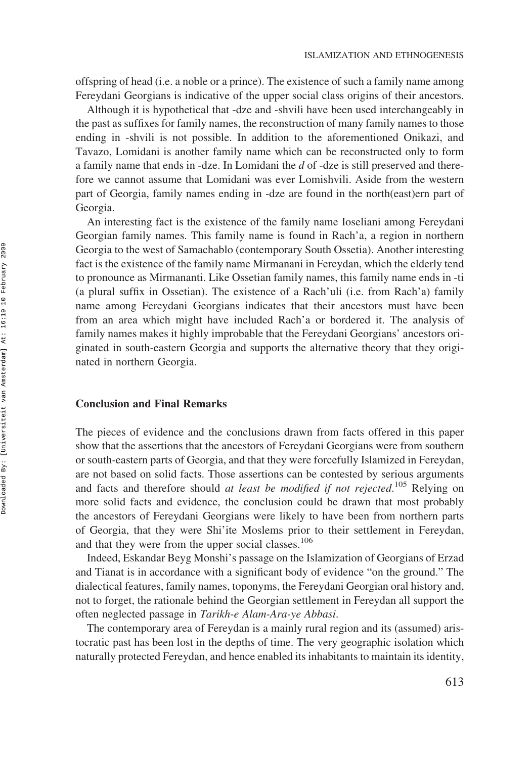offspring of head (i.e. a noble or a prince). The existence of such a family name among Fereydani Georgians is indicative of the upper social class origins of their ancestors.

Although it is hypothetical that -dze and -shvili have been used interchangeably in the past as suffixes for family names, the reconstruction of many family names to those ending in -shvili is not possible. In addition to the aforementioned Onikazi, and Tavazo, Lomidani is another family name which can be reconstructed only to form a family name that ends in -dze. In Lomidani the *d* of -dze is still preserved and therefore we cannot assume that Lomidani was ever Lomishvili. Aside from the western part of Georgia, family names ending in -dze are found in the north(east)ern part of Georgia.

An interesting fact is the existence of the family name Ioseliani among Fereydani Georgian family names. This family name is found in Rach'a, a region in northern Georgia to the west of Samachablo (contemporary South Ossetia). Another interesting fact is the existence of the family name Mirmanani in Fereydan, which the elderly tend to pronounce as Mirmananti. Like Ossetian family names, this family name ends in -ti (a plural suffix in Ossetian). The existence of a Rach'uli (i.e. from Rach'a) family name among Fereydani Georgians indicates that their ancestors must have been from an area which might have included Rach'a or bordered it. The analysis of family names makes it highly improbable that the Fereydani Georgians' ancestors originated in south-eastern Georgia and supports the alternative theory that they originated in northern Georgia.

## Conclusion and Final Remarks

The pieces of evidence and the conclusions drawn from facts offered in this paper show that the assertions that the ancestors of Fereydani Georgians were from southern or south-eastern parts of Georgia, and that they were forcefully Islamized in Fereydan, are not based on solid facts. Those assertions can be contested by serious arguments and facts and therefore should *at least be modified if not rejected*.[105] Relying on more solid facts and evidence, the conclusion could be drawn that most probably the ancestors of Fereydani Georgians were likely to have been from northern parts of Georgia, that they were Shi'ite Moslems prior to their settlement in Fereydan, and that they were from the upper social classes.[106]

Indeed, Eskandar Beyg Monshi's passage on the Islamization of Georgians of Erzad and Tianat is in accordance with a significant body of evidence "on the ground." The dialectical features, family names, toponyms, the Fereydani Georgian oral history and, not to forget, the rationale behind the Georgian settlement in Fereydan all support the often neglected passage in *Tarikh-e Alam-Ara-ye Abbasi*.

The contemporary area of Fereydan is a mainly rural region and its (assumed) aristocratic past has been lost in the depths of time. The very geographic isolation which naturally protected Fereydan, and hence enabled its inhabitants to maintain its identity,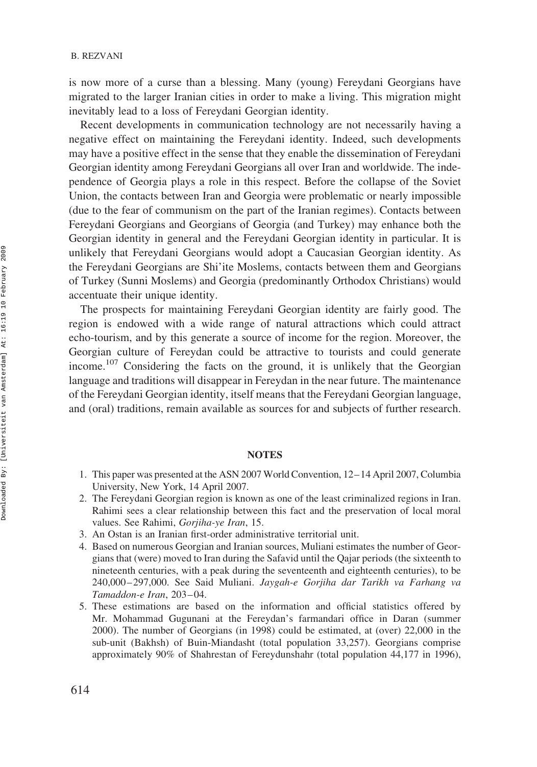is now more of a curse than a blessing. Many (young) Fereydani Georgians have migrated to the larger Iranian cities in order to make a living. This migration might inevitably lead to a loss of Fereydani Georgian identity.

Recent developments in communication technology are not necessarily having a negative effect on maintaining the Fereydani identity. Indeed, such developments may have a positive effect in the sense that they enable the dissemination of Fereydani Georgian identity among Fereydani Georgians all over Iran and worldwide. The independence of Georgia plays a role in this respect. Before the collapse of the Soviet Union, the contacts between Iran and Georgia were problematic or nearly impossible (due to the fear of communism on the part of the Iranian regimes). Contacts between Fereydani Georgians and Georgians of Georgia (and Turkey) may enhance both the Georgian identity in general and the Fereydani Georgian identity in particular. It is unlikely that Fereydani Georgians would adopt a Caucasian Georgian identity. As the Fereydani Georgians are Shi'ite Moslems, contacts between them and Georgians of Turkey (Sunni Moslems) and Georgia (predominantly Orthodox Christians) would accentuate their unique identity.

The prospects for maintaining Fereydani Georgian identity are fairly good. The region is endowed with a wide range of natural attractions which could attract echo-tourism, and by this generate a source of income for the region. Moreover, the Georgian culture of Fereydan could be attractive to tourists and could generate income.[107] Considering the facts on the ground, it is unlikely that the Georgian language and traditions will disappear in Fereydan in the near future. The maintenance of the Fereydani Georgian identity, itself means that the Fereydani Georgian language, and (oral) traditions, remain available as sources for and subjects of further research.

## NOTES

1. This paper was presented at the ASN 2007 World Convention, 12–14 April 2007, Columbia University, New York, 14 April 2007.
2. The Fereydani Georgian region is known as one of the least criminalized regions in Iran. Rahimi sees a clear relationship between this fact and the preservation of local moral values. See Rahimi, *Gorjiha-ye Iran*, 15.
3. An Ostan is an Iranian first-order administrative territorial unit.
4. Based on numerous Georgian and Iranian sources, Muliani estimates the number of Georgians that (were) moved to Iran during the Safavid until the Qajar periods (the sixteenth to nineteenth centuries, with a peak during the seventeenth and eighteenth centuries), to be 240,000–297,000. See Said Muliani. *Jaygah-e Gorjiha dar Tarikh va Farhang va Tamaddon-e Iran*, 203–04.
5. These estimations are based on the information and official statistics offered by Mr. Mohammad Gugunani at the Fereydan's farmandari office in Daran (summer 2000). The number of Georgians (in 1998) could be estimated, at (over) 22,000 in the sub-unit (Bakhsh) of Buin-Miandasht (total population 33,257). Georgians comprise approximately 90% of Shahrestan of Fereydunshahr (total population 44,177 in 1996),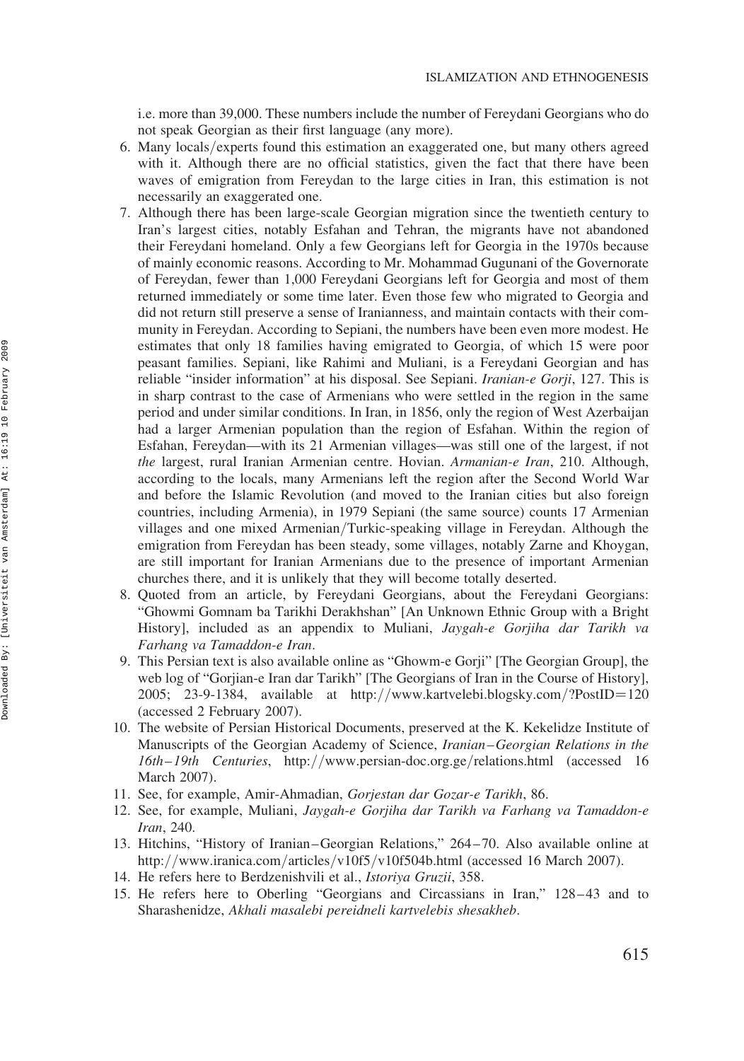i.e. more than 39,000. These numbers include the number of Fereydani Georgians who do not speak Georgian as their first language (any more).

6. Many locals/experts found this estimation an exaggerated one, but many others agreed with it. Although there are no official statistics, given the fact that there have been waves of emigration from Fereydan to the large cities in Iran, this estimation is not necessarily an exaggerated one.
7. Although there has been large-scale Georgian migration since the twentieth century to Iran's largest cities, notably Esfahan and Tehran, the migrants have not abandoned their Fereydani homeland. Only a few Georgians left for Georgia in the 1970s because of mainly economic reasons. According to Mr. Mohammad Gugunani of the Governorate of Fereydan, fewer than 1,000 Fereydani Georgians left for Georgia and most of them returned immediately or some time later. Even those few who migrated to Georgia and did not return still preserve a sense of Iranianness, and maintain contacts with their community in Fereydan. According to Sepiani, the numbers have been even more modest. He estimates that only 18 families having emigrated to Georgia, of which 15 were poor peasant families. Sepiani, like Rahimi and Muliani, is a Fereydani Georgian and has reliable "insider information" at his disposal. See Sepiani. *Iranian-e Gorji*, 127. This is in sharp contrast to the case of Armenians who were settled in the region in the same period and under similar conditions. In Iran, in 1856, only the region of West Azerbaijan had a larger Armenian population than the region of Esfahan. Within the region of Esfahan, Fereydan—with its 21 Armenian villages—was still one of the largest, if not *the* largest, rural Iranian Armenian centre. Hovian. *Armanian-e Iran*, 210. Although, according to the locals, many Armenians left the region after the Second World War and before the Islamic Revolution (and moved to the Iranian cities but also foreign countries, including Armenia), in 1979 Sepiani (the same source) counts 17 Armenian villages and one mixed Armenian/Turkic-speaking village in Fereydan. Although the emigration from Fereydan has been steady, some villages, notably Zarne and Khoygan, are still important for Iranian Armenians due to the presence of important Armenian churches there, and it is unlikely that they will become totally deserted.
8. Quoted from an article, by Fereydani Georgians, about the Fereydani Georgians: "Ghowmi Gomnam ba Tarikhi Derakhshan" [An Unknown Ethnic Group with a Bright History], included as an appendix to Muliani, *Jaygah-e Gorjiha dar Tarikh va Farhang va Tamaddon-e Iran*.
9. This Persian text is also available online as "Ghowm-e Gorji" [The Georgian Group], the web log of "Gorjian-e Iran dar Tarikh" [The Georgians of Iran in the Course of History], 2005; 23-9-1384, available at http://www.kartvelebi.blogsky.com/?PostID=120 (accessed 2 February 2007).
10. The website of Persian Historical Documents, preserved at the K. Kekelidze Institute of Manuscripts of the Georgian Academy of Science, *Iranian–Georgian Relations in the 16th–19th Centuries*, http://www.persian-doc.org.ge/relations.html (accessed 16 March 2007).
11. See, for example, Amir-Ahmadian, *Gorjestan dar Gozar-e Tarikh*, 86.
12. See, for example, Muliani, *Jaygah-e Gorjiha dar Tarikh va Farhang va Tamaddon-e Iran*, 240.
13. Hitchins, "History of Iranian–Georgian Relations," 264–70. Also available online at http://www.iranica.com/articles/v10f5/v10f504b.html (accessed 16 March 2007).
14. He refers here to Berdzenishvili et al., *Istoriya Gruzii*, 358.
15. He refers here to Oberling "Georgians and Circassians in Iran," 128–43 and to Sharashenidze, *Akhali masalebi pereidneli kartvelebis shesakheb*.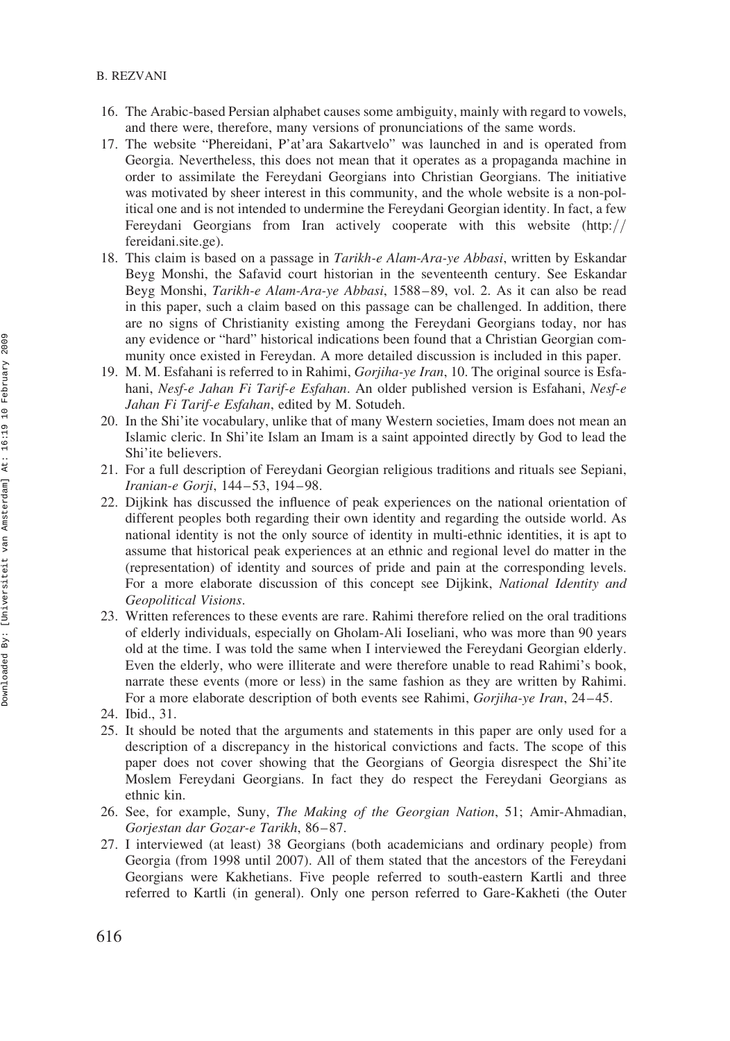16. The Arabic-based Persian alphabet causes some ambiguity, mainly with regard to vowels, and there were, therefore, many versions of pronunciations of the same words.
17. The website "Phereidani, P'at'ara Sakartvelo" was launched in and is operated from Georgia. Nevertheless, this does not mean that it operates as a propaganda machine in order to assimilate the Fereydani Georgians into Christian Georgians. The initiative was motivated by sheer interest in this community, and the whole website is a non-political one and is not intended to undermine the Fereydani Georgian identity. In fact, a few Fereydani Georgians from Iran actively cooperate with this website (http://fereidani.site.ge).
18. This claim is based on a passage in *Tarikh-e Alam-Ara-ye Abbasi*, written by Eskandar Beyg Monshi, the Safavid court historian in the seventeenth century. See Eskandar Beyg Monshi, *Tarikh-e Alam-Ara-ye Abbasi*, 1588–89, vol. 2. As it can also be read in this paper, such a claim based on this passage can be challenged. In addition, there are no signs of Christianity existing among the Fereydani Georgians today, nor has any evidence or "hard" historical indications been found that a Christian Georgian community once existed in Fereydan. A more detailed discussion is included in this paper.
19. M. M. Esfahani is referred to in Rahimi, *Gorjiha-ye Iran*, 10. The original source is Esfahani, *Nesf-e Jahan Fi Tarif-e Esfahan*. An older published version is Esfahani, *Nesf-e Jahan Fi Tarif-e Esfahan*, edited by M. Sotudeh.
20. In the Shi'ite vocabulary, unlike that of many Western societies, Imam does not mean an Islamic cleric. In Shi'ite Islam an Imam is a saint appointed directly by God to lead the Shi'ite believers.
21. For a full description of Fereydani Georgian religious traditions and rituals see Sepiani, *Iranian-e Gorji*, 144–53, 194–98.
22. Dijkink has discussed the influence of peak experiences on the national orientation of different peoples both regarding their own identity and regarding the outside world. As national identity is not the only source of identity in multi-ethnic identities, it is apt to assume that historical peak experiences at an ethnic and regional level do matter in the (representation) of identity and sources of pride and pain at the corresponding levels. For a more elaborate discussion of this concept see Dijkink, *National Identity and Geopolitical Visions*.
23. Written references to these events are rare. Rahimi therefore relied on the oral traditions of elderly individuals, especially on Gholam-Ali Ioseliani, who was more than 90 years old at the time. I was told the same when I interviewed the Fereydani Georgian elderly. Even the elderly, who were illiterate and were therefore unable to read Rahimi's book, narrate these events (more or less) in the same fashion as they are written by Rahimi. For a more elaborate description of both events see Rahimi, *Gorjiha-ye Iran*, 24–45.
24. Ibid., 31.
25. It should be noted that the arguments and statements in this paper are only used for a description of a discrepancy in the historical convictions and facts. The scope of this paper does not cover showing that the Georgians of Georgia disrespect the Shi'ite Moslem Fereydani Georgians. In fact they do respect the Fereydani Georgians as ethnic kin.
26. See, for example, Suny, *The Making of the Georgian Nation*, 51; Amir-Ahmadian, *Gorjestan dar Gozar-e Tarikh*, 86–87.
27. I interviewed (at least) 38 Georgians (both academicians and ordinary people) from Georgia (from 1998 until 2007). All of them stated that the ancestors of the Fereydani Georgians were Kakhetians. Five people referred to south-eastern Kartli and three referred to Kartli (in general). Only one person referred to Gare-Kakheti (the Outer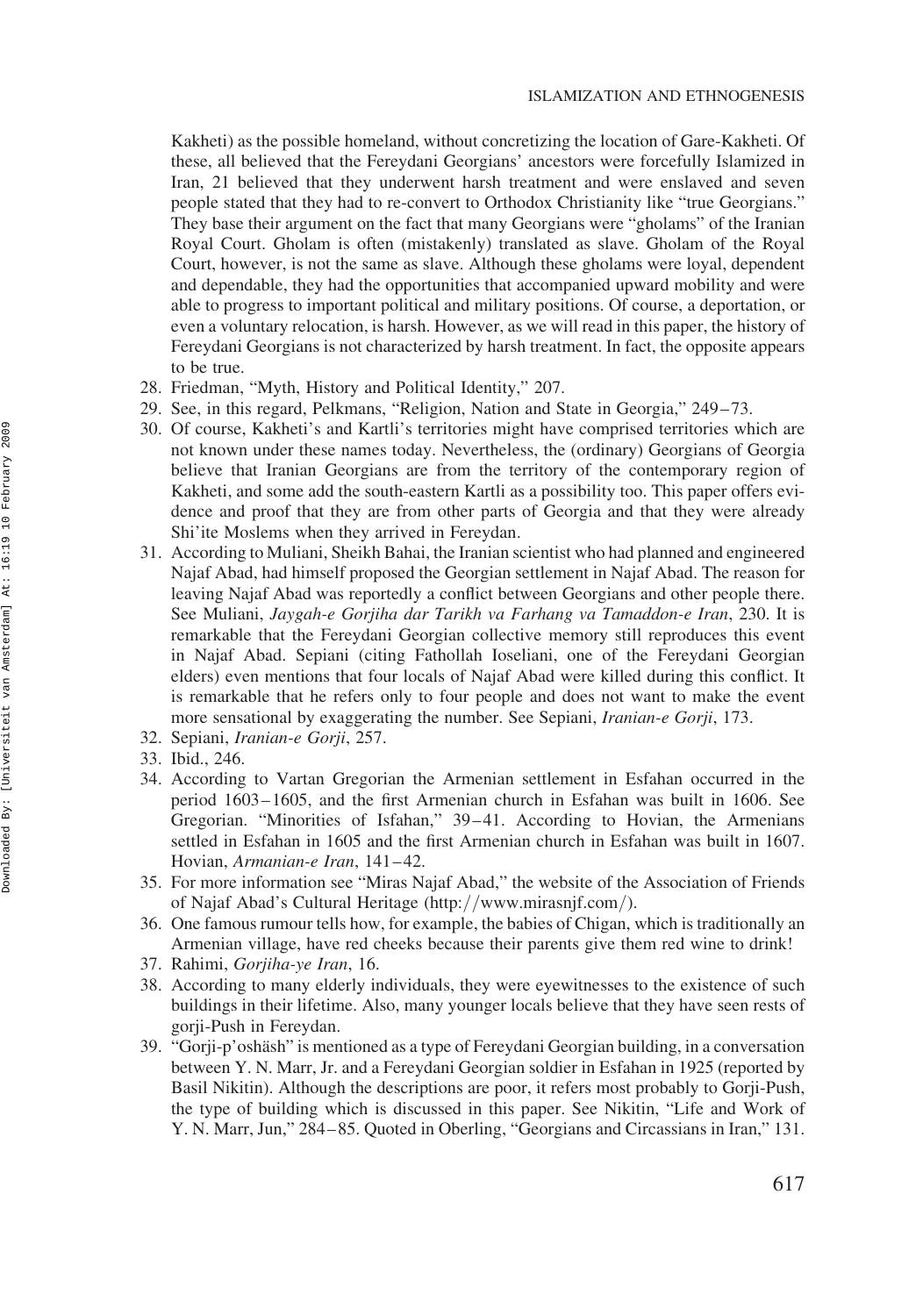Kakheti) as the possible homeland, without concretizing the location of Gare-Kakheti. Of these, all believed that the Fereydani Georgians' ancestors were forcefully Islamized in Iran, 21 believed that they underwent harsh treatment and were enslaved and seven people stated that they had to re-convert to Orthodox Christianity like "true Georgians." They base their argument on the fact that many Georgians were "gholams" of the Iranian Royal Court. Gholam is often (mistakenly) translated as slave. Gholam of the Royal Court, however, is not the same as slave. Although these gholams were loyal, dependent and dependable, they had the opportunities that accompanied upward mobility and were able to progress to important political and military positions. Of course, a deportation, or even a voluntary relocation, is harsh. However, as we will read in this paper, the history of Fereydani Georgians is not characterized by harsh treatment. In fact, the opposite appears to be true.

28. Friedman, "Myth, History and Political Identity," 207.
29. See, in this regard, Pelkmans, "Religion, Nation and State in Georgia," 249–73.
30. Of course, Kakheti's and Kartli's territories might have comprised territories which are not known under these names today. Nevertheless, the (ordinary) Georgians of Georgia believe that Iranian Georgians are from the territory of the contemporary region of Kakheti, and some add the south-eastern Kartli as a possibility too. This paper offers evidence and proof that they are from other parts of Georgia and that they were already Shi'ite Moslems when they arrived in Fereydan.
31. According to Muliani, Sheikh Bahai, the Iranian scientist who had planned and engineered Najaf Abad, had himself proposed the Georgian settlement in Najaf Abad. The reason for leaving Najaf Abad was reportedly a conflict between Georgians and other people there. See Muliani, *Jaygah-e Gorjiha dar Tarikh va Farhang va Tamaddon-e Iran*, 230. It is remarkable that the Fereydani Georgian collective memory still reproduces this event in Najaf Abad. Sepiani (citing Fathollah Ioseliani, one of the Fereydani Georgian elders) even mentions that four locals of Najaf Abad were killed during this conflict. It is remarkable that he refers only to four people and does not want to make the event more sensational by exaggerating the number. See Sepiani, *Iranian-e Gorji*, 173.
32. Sepiani, *Iranian-e Gorji*, 257.
33. Ibid., 246.
34. According to Vartan Gregorian the Armenian settlement in Esfahan occurred in the period 1603–1605, and the first Armenian church in Esfahan was built in 1606. See Gregorian. "Minorities of Isfahan," 39–41. According to Hovian, the Armenians settled in Esfahan in 1605 and the first Armenian church in Esfahan was built in 1607. Hovian, *Armanian-e Iran*, 141–42.
35. For more information see "Miras Najaf Abad," the website of the Association of Friends of Najaf Abad's Cultural Heritage (http://www.mirasnjf.com/).
36. One famous rumour tells how, for example, the babies of Chigan, which is traditionally an Armenian village, have red cheeks because their parents give them red wine to drink!
37. Rahimi, *Gorjiha-ye Iran*, 16.
38. According to many elderly individuals, they were eyewitnesses to the existence of such buildings in their lifetime. Also, many younger locals believe that they have seen rests of gorji-Push in Fereydan.
39. "Gorji-p'oshäsh" is mentioned as a type of Fereydani Georgian building, in a conversation between Y. N. Marr, Jr. and a Fereydani Georgian soldier in Esfahan in 1925 (reported by Basil Nikitin). Although the descriptions are poor, it refers most probably to Gorji-Push, the type of building which is discussed in this paper. See Nikitin, "Life and Work of Y. N. Marr, Jun," 284–85. Quoted in Oberling, "Georgians and Circassians in Iran," 131.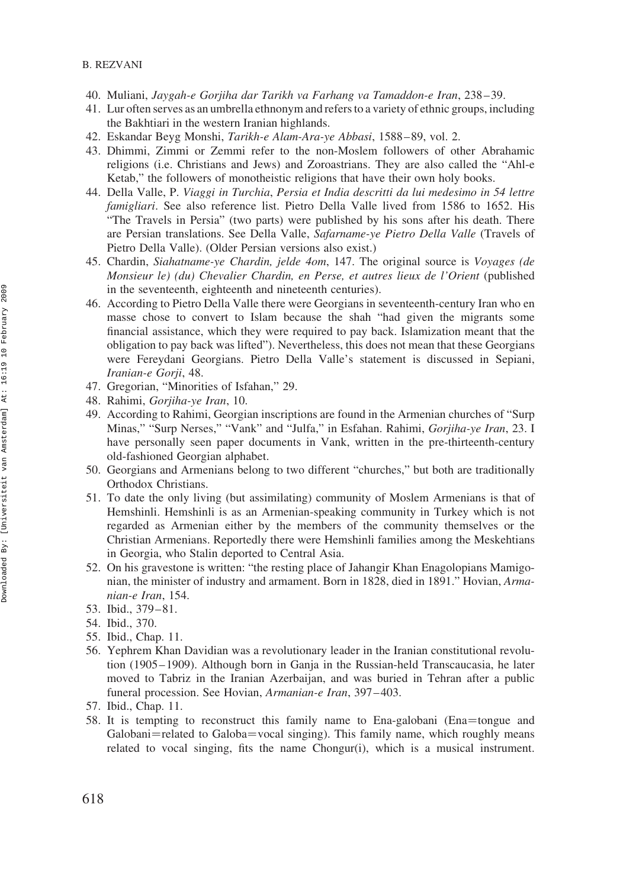40. Muliani, *Jaygah-e Gorjiha dar Tarikh va Farhang va Tamaddon-e Iran*, 238–39.
41. Lur often serves as an umbrella ethnonym and refers to a variety of ethnic groups, including the Bakhtiari in the western Iranian highlands.
42. Eskandar Beyg Monshi, *Tarikh-e Alam-Ara-ye Abbasi*, 1588–89, vol. 2.
43. Dhimmi, Zimmi or Zemmi refer to the non-Moslem followers of other Abrahamic religions (i.e. Christians and Jews) and Zoroastrians. They are also called the "Ahl-e Ketab," the followers of monotheistic religions that have their own holy books.
44. Della Valle, P. *Viaggi in Turchia*, *Persia et India descritti da lui medesimo in 54 lettre famigliari*. See also reference list. Pietro Della Valle lived from 1586 to 1652. His "The Travels in Persia" (two parts) were published by his sons after his death. There are Persian translations. See Della Valle, *Safarname-ye Pietro Della Valle* (Travels of Pietro Della Valle). (Older Persian versions also exist.)
45. Chardin, *Siahatname-ye Chardin, jelde 4om*, 147. The original source is *Voyages (de Monsieur le) (du) Chevalier Chardin, en Perse, et autres lieux de l'Orient* (published in the seventeenth, eighteenth and nineteenth centuries).
46. According to Pietro Della Valle there were Georgians in seventeenth-century Iran who en masse chose to convert to Islam because the shah "had given the migrants some financial assistance, which they were required to pay back. Islamization meant that the obligation to pay back was lifted"). Nevertheless, this does not mean that these Georgians were Fereydani Georgians. Pietro Della Valle's statement is discussed in Sepiani, *Iranian-e Gorji*, 48.
47. Gregorian, "Minorities of Isfahan," 29.
48. Rahimi, *Gorjiha-ye Iran*, 10.
49. According to Rahimi, Georgian inscriptions are found in the Armenian churches of "Surp Minas," "Surp Nerses," "Vank" and "Julfa," in Esfahan. Rahimi, *Gorjiha-ye Iran*, 23. I have personally seen paper documents in Vank, written in the pre-thirteenth-century old-fashioned Georgian alphabet.
50. Georgians and Armenians belong to two different "churches," but both are traditionally Orthodox Christians.
51. To date the only living (but assimilating) community of Moslem Armenians is that of Hemshinli. Hemshinli is as an Armenian-speaking community in Turkey which is not regarded as Armenian either by the members of the community themselves or the Christian Armenians. Reportedly there were Hemshinli families among the Meskehtians in Georgia, who Stalin deported to Central Asia.
52. On his gravestone is written: "the resting place of Jahangir Khan Enagolopians Mamigonian, the minister of industry and armament. Born in 1828, died in 1891." Hovian, *Armanian-e Iran*, 154.
53. Ibid., 379–81.
54. Ibid., 370.
55. Ibid., Chap. 11.
56. Yephrem Khan Davidian was a revolutionary leader in the Iranian constitutional revolution (1905–1909). Although born in Ganja in the Russian-held Transcaucasia, he later moved to Tabriz in the Iranian Azerbaijan, and was buried in Tehran after a public funeral procession. See Hovian, *Armanian-e Iran*, 397–403.
57. Ibid., Chap. 11.
58. It is tempting to reconstruct this family name to Ena-galobani (Ena=tongue and Galobani=related to Galoba=vocal singing). This family name, which roughly means related to vocal singing, fits the name Chongur(i), which is a musical instrument.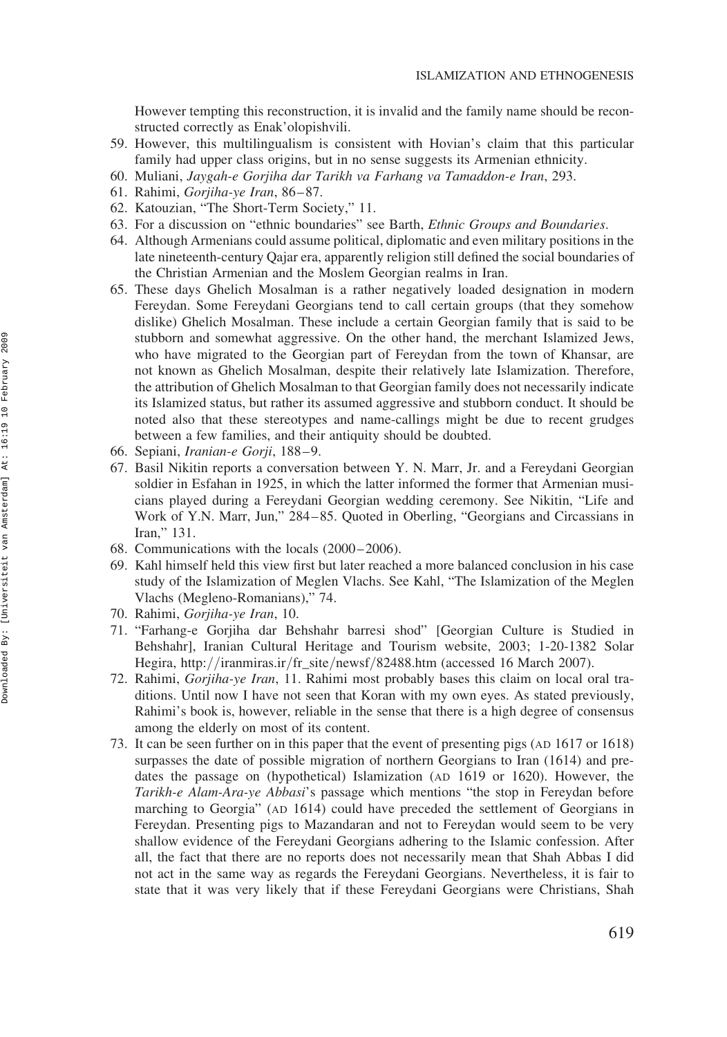However tempting this reconstruction, it is invalid and the family name should be reconstructed correctly as Enak'olopishvili.

59. However, this multilingualism is consistent with Hovian's claim that this particular family had upper class origins, but in no sense suggests its Armenian ethnicity.
60. Muliani, *Jaygah-e Gorjiha dar Tarikh va Farhang va Tamaddon-e Iran*, 293.
61. Rahimi, *Gorjiha-ye Iran*, 86–87.
62. Katouzian, "The Short-Term Society," 11.
63. For a discussion on "ethnic boundaries" see Barth, *Ethnic Groups and Boundaries*.
64. Although Armenians could assume political, diplomatic and even military positions in the late nineteenth-century Qajar era, apparently religion still defined the social boundaries of the Christian Armenian and the Moslem Georgian realms in Iran.
65. These days Ghelich Mosalman is a rather negatively loaded designation in modern Fereydan. Some Fereydani Georgians tend to call certain groups (that they somehow dislike) Ghelich Mosalman. These include a certain Georgian family that is said to be stubborn and somewhat aggressive. On the other hand, the merchant Islamized Jews, who have migrated to the Georgian part of Fereydan from the town of Khansar, are not known as Ghelich Mosalman, despite their relatively late Islamization. Therefore, the attribution of Ghelich Mosalman to that Georgian family does not necessarily indicate its Islamized status, but rather its assumed aggressive and stubborn conduct. It should be noted also that these stereotypes and name-callings might be due to recent grudges between a few families, and their antiquity should be doubted.
66. Sepiani, *Iranian-e Gorji*, 188–9.
67. Basil Nikitin reports a conversation between Y. N. Marr, Jr. and a Fereydani Georgian soldier in Esfahan in 1925, in which the latter informed the former that Armenian musicians played during a Fereydani Georgian wedding ceremony. See Nikitin, "Life and Work of Y.N. Marr, Jun," 284–85. Quoted in Oberling, "Georgians and Circassians in Iran," 131.
68. Communications with the locals (2000–2006).
69. Kahl himself held this view first but later reached a more balanced conclusion in his case study of the Islamization of Meglen Vlachs. See Kahl, "The Islamization of the Meglen Vlachs (Megleno-Romanians)," 74.
70. Rahimi, *Gorjiha-ye Iran*, 10.
71. "Farhang-e Gorjiha dar Behshahr barresi shod" [Georgian Culture is Studied in Behshahr], Iranian Cultural Heritage and Tourism website, 2003; 1-20-1382 Solar Hegira, http://iranmiras.ir/fr_site/newsf/82488.htm (accessed 16 March 2007).
72. Rahimi, *Gorjiha-ye Iran*, 11. Rahimi most probably bases this claim on local oral traditions. Until now I have not seen that Koran with my own eyes. As stated previously, Rahimi's book is, however, reliable in the sense that there is a high degree of consensus among the elderly on most of its content.
73. It can be seen further on in this paper that the event of presenting pigs (AD 1617 or 1618) surpasses the date of possible migration of northern Georgians to Iran (1614) and predates the passage on (hypothetical) Islamization (AD 1619 or 1620). However, the *Tarikh-e Alam-Ara-ye Abbasi*'s passage which mentions "the stop in Fereydan before marching to Georgia" (AD 1614) could have preceded the settlement of Georgians in Fereydan. Presenting pigs to Mazandaran and not to Fereydan would seem to be very shallow evidence of the Fereydani Georgians adhering to the Islamic confession. After all, the fact that there are no reports does not necessarily mean that Shah Abbas I did not act in the same way as regards the Fereydani Georgians. Nevertheless, it is fair to state that it was very likely that if these Fereydani Georgians were Christians, Shah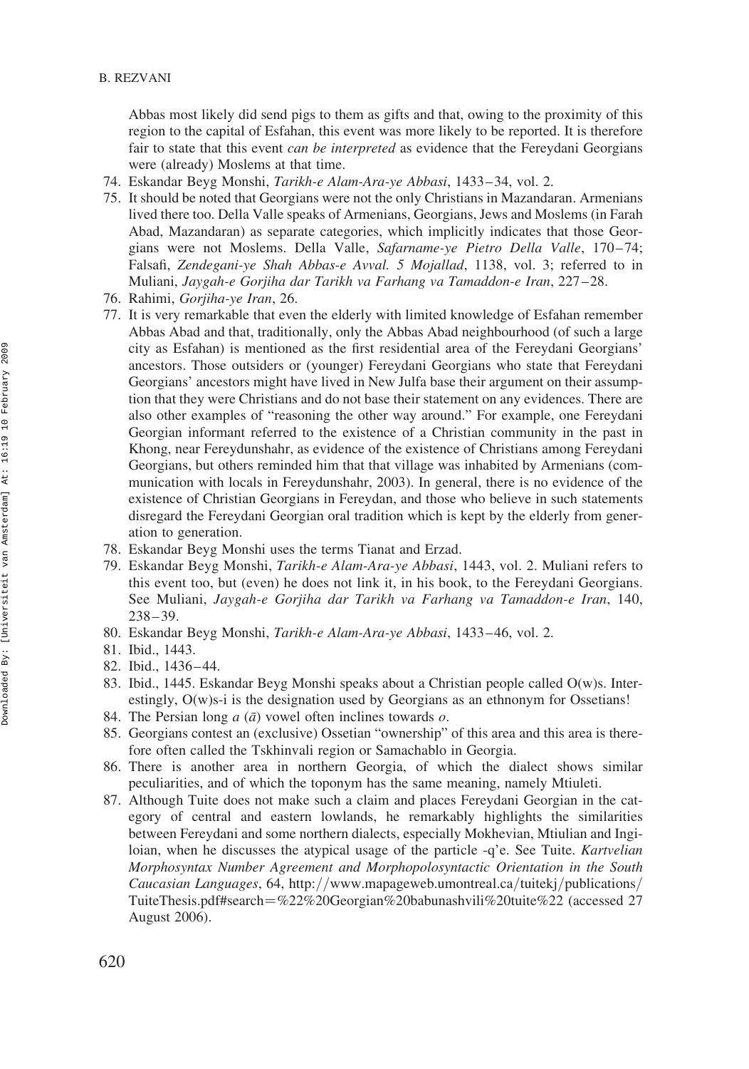Abbas most likely did send pigs to them as gifts and that, owing to the proximity of this region to the capital of Esfahan, this event was more likely to be reported. It is therefore fair to state that this event *can be interpreted* as evidence that the Fereydani Georgians were (already) Moslems at that time.

74. Eskandar Beyg Monshi, *Tarikh-e Alam-Ara-ye Abbasi*, 1433–34, vol. 2.
75. It should be noted that Georgians were not the only Christians in Mazandaran. Armenians lived there too. Della Valle speaks of Armenians, Georgians, Jews and Moslems (in Farah Abad, Mazandaran) as separate categories, which implicitly indicates that those Georgians were not Moslems. Della Valle, *Safarname-ye Pietro Della Valle*, 170–74; Falsafi, *Zendegani-ye Shah Abbas-e Avval. 5 Mojallad*, 1138, vol. 3; referred to in Muliani, *Jaygah-e Gorjiha dar Tarikh va Farhang va Tamaddon-e Iran*, 227–28.
76. Rahimi, *Gorjiha-ye Iran*, 26.
77. It is very remarkable that even the elderly with limited knowledge of Esfahan remember Abbas Abad and that, traditionally, only the Abbas Abad neighbourhood (of such a large city as Esfahan) is mentioned as the first residential area of the Fereydani Georgians' ancestors. Those outsiders or (younger) Fereydani Georgians who state that Fereydani Georgians' ancestors might have lived in New Julfa base their argument on their assumption that they were Christians and do not base their statement on any evidences. There are also other examples of "reasoning the other way around." For example, one Fereydani Georgian informant referred to the existence of a Christian community in the past in Khong, near Fereydunshahr, as evidence of the existence of Christians among Fereydani Georgians, but others reminded him that that village was inhabited by Armenians (communication with locals in Fereydunshahr, 2003). In general, there is no evidence of the existence of Christian Georgians in Fereydan, and those who believe in such statements disregard the Fereydani Georgian oral tradition which is kept by the elderly from generation to generation.
78. Eskandar Beyg Monshi uses the terms Tianat and Erzad.
79. Eskandar Beyg Monshi, *Tarikh-e Alam-Ara-ye Abbasi*, 1443, vol. 2. Muliani refers to this event too, but (even) he does not link it, in his book, to the Fereydani Georgians. See Muliani, *Jaygah-e Gorjiha dar Tarikh va Farhang va Tamaddon-e Iran*, 140, 238–39.
80. Eskandar Beyg Monshi, *Tarikh-e Alam-Ara-ye Abbasi*, 1433–46, vol. 2.
81. Ibid., 1443.
82. Ibid., 1436–44.
83. Ibid., 1445. Eskandar Beyg Monshi speaks about a Christian people called O(w)s. Interestingly, O(w)s-i is the designation used by Georgians as an ethnonym for Ossetians!
84. The Persian long *a* ($\bar{a}$) vowel often inclines towards *o*.
85. Georgians contest an (exclusive) Ossetian "ownership" of this area and this area is therefore often called the Tskhinvali region or Samachablo in Georgia.
86. There is another area in northern Georgia, of which the dialect shows similar peculiarities, and of which the toponym has the same meaning, namely Mtiuleti.
87. Although Tuite does not make such a claim and places Fereydani Georgian in the category of central and eastern lowlands, he remarkably highlights the similarities between Fereydani and some northern dialects, especially Mokhevian, Mtiulian and Ingiloian, when he discusses the atypical usage of the particle -q'e. See Tuite. *Kartvelian Morphosyntax Number Agreement and Morphopolosyntactic Orientation in the South Caucasian Languages*, 64, http://www.mapageweb.umontreal.ca/tuitekj/publications/TuiteThesis.pdf#search=%22%20Georgian%20babunashvili%20tuite%22 (accessed 27 August 2006).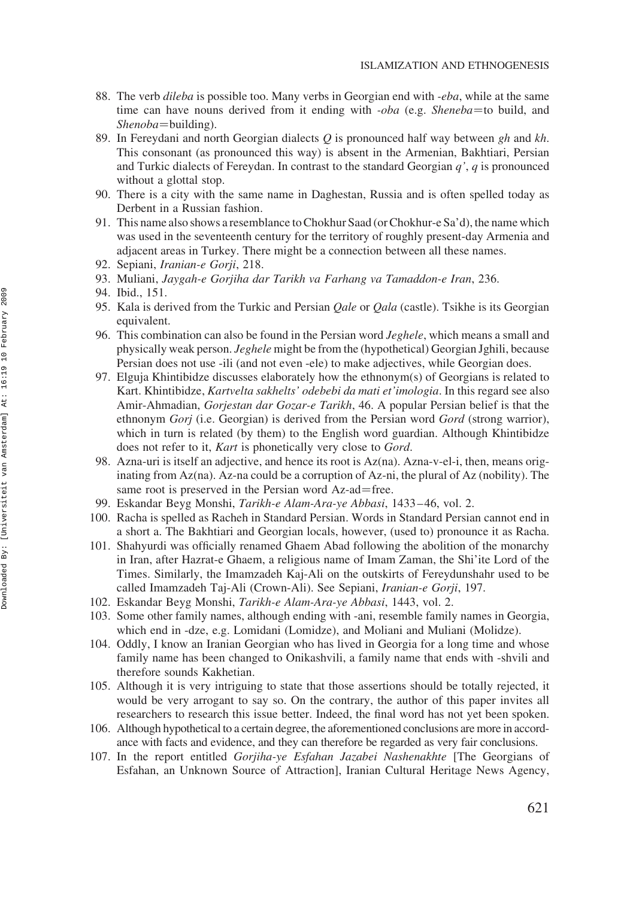88. The verb *dileba* is possible too. Many verbs in Georgian end with *-eba*, while at the same time can have nouns derived from it ending with *-oba* (e.g. *Sheneba*=to build, and *Shenoba*=building).
89. In Fereydani and north Georgian dialects *Q* is pronounced half way between *gh* and *kh*. This consonant (as pronounced this way) is absent in the Armenian, Bakhtiari, Persian and Turkic dialects of Fereydan. In contrast to the standard Georgian *q'*, *q* is pronounced without a glottal stop.
90. There is a city with the same name in Daghestan, Russia and is often spelled today as Derbent in a Russian fashion.
91. This name also shows a resemblance to Chokhur Saad (or Chokhur-e Sa'd), the name which was used in the seventeenth century for the territory of roughly present-day Armenia and adjacent areas in Turkey. There might be a connection between all these names.
92. Sepiani, *Iranian-e Gorji*, 218.
93. Muliani, *Jaygah-e Gorjiha dar Tarikh va Farhang va Tamaddon-e Iran*, 236.
94. Ibid., 151.
95. Kala is derived from the Turkic and Persian *Qale* or *Qala* (castle). Tsikhe is its Georgian equivalent.
96. This combination can also be found in the Persian word *Jeghele*, which means a small and physically weak person. *Jeghele* might be from the (hypothetical) Georgian Jghili, because Persian does not use -ili (and not even -ele) to make adjectives, while Georgian does.
97. Elguja Khintibidze discusses elaborately how the ethnonym(s) of Georgians is related to Kart. Khintibidze, *Kartvelta sakhelts' odebebi da mati et'imologia*. In this regard see also Amir-Ahmadian, *Gorjestan dar Gozar-e Tarikh*, 46. A popular Persian belief is that the ethnonym *Gorj* (i.e. Georgian) is derived from the Persian word *Gord* (strong warrior), which in turn is related (by them) to the English word guardian. Although Khintibidze does not refer to it, *Kart* is phonetically very close to *Gord*.
98. Azna-uri is itself an adjective, and hence its root is Az(na). Azna-v-el-i, then, means originating from Az(na). Az-na could be a corruption of Az-ni, the plural of Az (nobility). The same root is preserved in the Persian word Az-ad=free.
99. Eskandar Beyg Monshi, *Tarikh-e Alam-Ara-ye Abbasi*, 1433–46, vol. 2.
100. Racha is spelled as Racheh in Standard Persian. Words in Standard Persian cannot end in a short a. The Bakhtiari and Georgian locals, however, (used to) pronounce it as Racha.
101. Shahyurdi was officially renamed Ghaem Abad following the abolition of the monarchy in Iran, after Hazrat-e Ghaem, a religious name of Imam Zaman, the Shi'ite Lord of the Times. Similarly, the Imamzadeh Kaj-Ali on the outskirts of Fereydunshahr used to be called Imamzadeh Taj-Ali (Crown-Ali). See Sepiani, *Iranian-e Gorji*, 197.
102. Eskandar Beyg Monshi, *Tarikh-e Alam-Ara-ye Abbasi*, 1443, vol. 2.
103. Some other family names, although ending with -ani, resemble family names in Georgia, which end in -dze, e.g. Lomidani (Lomidze), and Moliani and Muliani (Molidze).
104. Oddly, I know an Iranian Georgian who has lived in Georgia for a long time and whose family name has been changed to Onikashvili, a family name that ends with -shvili and therefore sounds Kakhetian.
105. Although it is very intriguing to state that those assertions should be totally rejected, it would be very arrogant to say so. On the contrary, the author of this paper invites all researchers to research this issue better. Indeed, the final word has not yet been spoken.
106. Although hypothetical to a certain degree, the aforementioned conclusions are more in accordance with facts and evidence, and they can therefore be regarded as very fair conclusions.
107. In the report entitled *Gorjiha-ye Esfahan Jazabei Nashenakhte* [The Georgians of Esfahan, an Unknown Source of Attraction], Iranian Cultural Heritage News Agency,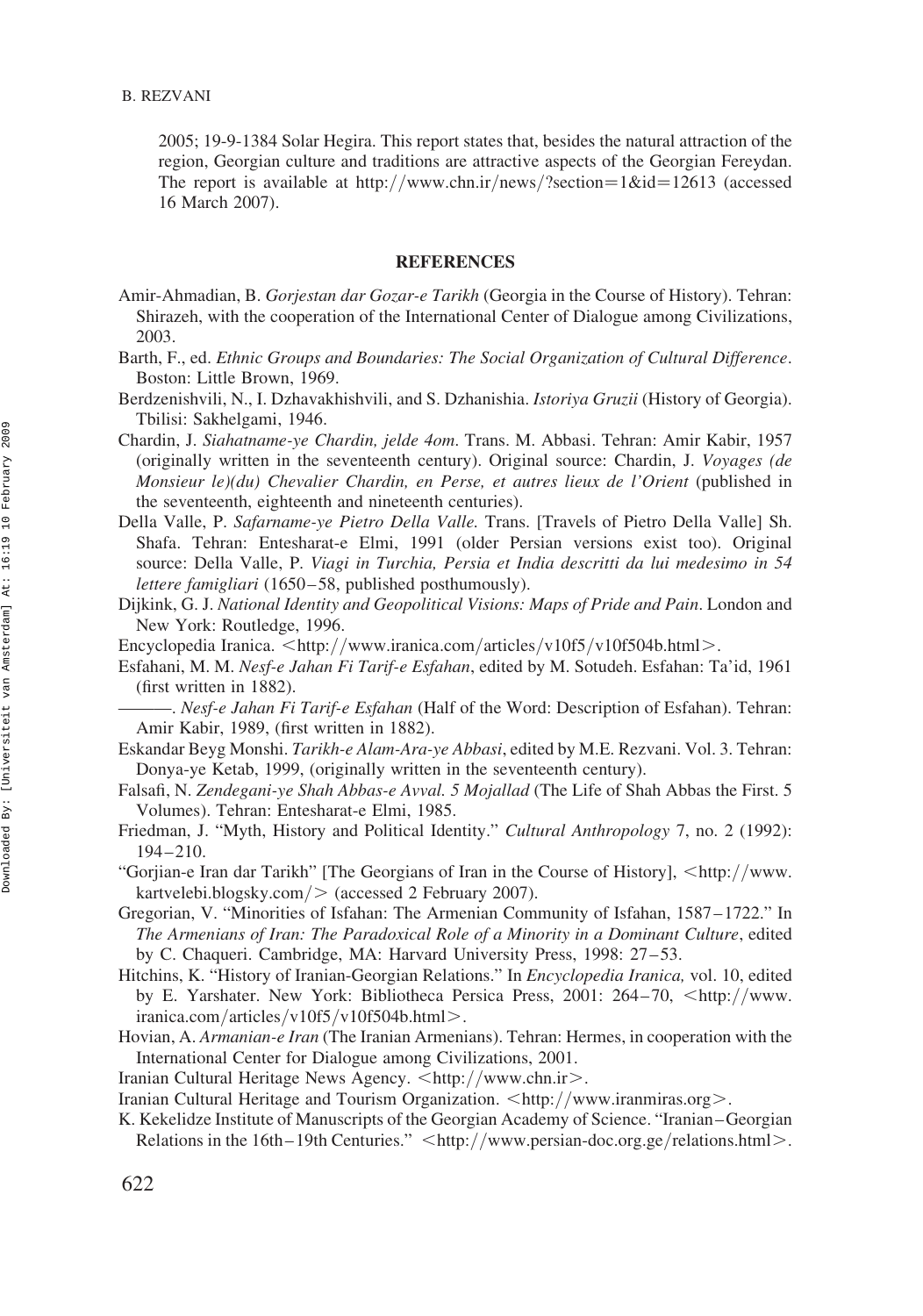2005; 19-9-1384 Solar Hegira. This report states that, besides the natural attraction of the region, Georgian culture and traditions are attractive aspects of the Georgian Fereydan. The report is available at http://www.chn.ir/news/?section=1&id=12613 (accessed 16 March 2007).

## REFERENCES

Amir-Ahmadian, B. *Gorjestan dar Gozar-e Tarikh* (Georgia in the Course of History). Tehran: Shirazeh, with the cooperation of the International Center of Dialogue among Civilizations, 2003.

Barth, F., ed. *Ethnic Groups and Boundaries: The Social Organization of Cultural Difference*. Boston: Little Brown, 1969.

Berdzenishvili, N., I. Dzhavakhishvili, and S. Dzhanishia. *Istoriya Gruzii* (History of Georgia). Tbilisi: Sakhelgami, 1946.

Chardin, J. *Siahatname-ye Chardin, jelde 4om*. Trans. M. Abbasi. Tehran: Amir Kabir, 1957 (originally written in the seventeenth century). Original source: Chardin, J. *Voyages (de Monsieur le)(du) Chevalier Chardin, en Perse, et autres lieux de l'Orient* (published in the seventeenth, eighteenth and nineteenth centuries).

Della Valle, P. *Safarname-ye Pietro Della Valle.* Trans. [Travels of Pietro Della Valle] Sh. Shafa. Tehran: Entesharat-e Elmi, 1991 (older Persian versions exist too). Original source: Della Valle, P. *Viagi in Turchia, Persia et India descritti da lui medesimo in 54 lettere famigliari* (1650–58, published posthumously).

Dijkink, G. J. *National Identity and Geopolitical Visions: Maps of Pride and Pain*. London and New York: Routledge, 1996.

Encyclopedia Iranica. <http://www.iranica.com/articles/v10f5/v10f504b.html>.

Esfahani, M. M. *Nesf-e Jahan Fi Tarif-e Esfahan*, edited by M. Sotudeh. Esfahan: Ta'id, 1961 (first written in 1882).

———. *Nesf-e Jahan Fi Tarif-e Esfahan* (Half of the Word: Description of Esfahan). Tehran: Amir Kabir, 1989, (first written in 1882).

Eskandar Beyg Monshi. *Tarikh-e Alam-Ara-ye Abbasi*, edited by M.E. Rezvani. Vol. 3. Tehran: Donya-ye Ketab, 1999, (originally written in the seventeenth century).

Falsafi, N. *Zendegani-ye Shah Abbas-e Avval. 5 Mojallad* (The Life of Shah Abbas the First. 5 Volumes). Tehran: Entesharat-e Elmi, 1985.

Friedman, J. "Myth, History and Political Identity." *Cultural Anthropology* 7, no. 2 (1992): 194–210.

"Gorjian-e Iran dar Tarikh" [The Georgians of Iran in the Course of History], <http://www.kartvelebi.blogsky.com/> (accessed 2 February 2007).

Gregorian, V. "Minorities of Isfahan: The Armenian Community of Isfahan, 1587–1722." In *The Armenians of Iran: The Paradoxical Role of a Minority in a Dominant Culture*, edited by C. Chaqueri. Cambridge, MA: Harvard University Press, 1998: 27–53.

Hitchins, K. "History of Iranian-Georgian Relations." In *Encyclopedia Iranica,* vol. 10, edited by E. Yarshater. New York: Bibliotheca Persica Press, 2001: 264–70, <http://www.iranica.com/articles/v10f5/v10f504b.html>.

Hovian, A. *Armanian-e Iran* (The Iranian Armenians). Tehran: Hermes, in cooperation with the International Center for Dialogue among Civilizations, 2001.

Iranian Cultural Heritage News Agency. <http://www.chn.ir>.

Iranian Cultural Heritage and Tourism Organization. <http://www.iranmiras.org>.

K. Kekelidze Institute of Manuscripts of the Georgian Academy of Science. "Iranian–Georgian Relations in the 16th–19th Centuries." <http://www.persian-doc.org.ge/relations.html>.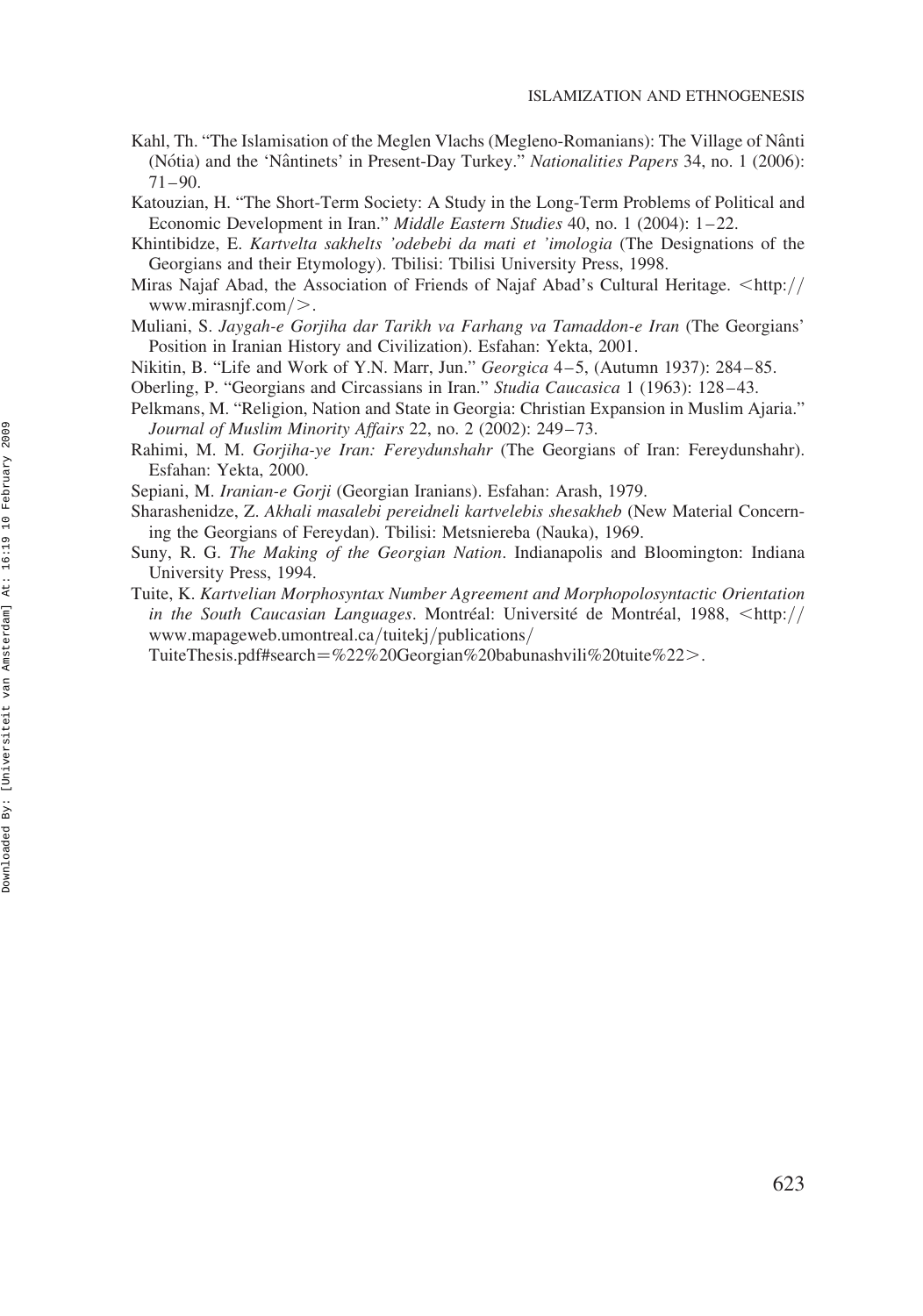Kahl, Th. "The Islamisation of the Meglen Vlachs (Megleno-Romanians): The Village of Nânti (Nótia) and the 'Nântinets' in Present-Day Turkey." *Nationalities Papers* 34, no. 1 (2006): 71–90.

Katouzian, H. "The Short-Term Society: A Study in the Long-Term Problems of Political and Economic Development in Iran." *Middle Eastern Studies* 40, no. 1 (2004): 1–22.

Khintibidze, E. *Kartvelta sakhelts 'odebebi da mati et 'imologia* (The Designations of the Georgians and their Etymology). Tbilisi: Tbilisi University Press, 1998.

Miras Najaf Abad, the Association of Friends of Najaf Abad's Cultural Heritage. <http://www.mirasnjf.com/>.

Muliani, S. *Jaygah-e Gorjiha dar Tarikh va Farhang va Tamaddon-e Iran* (The Georgians' Position in Iranian History and Civilization). Esfahan: Yekta, 2001.

Nikitin, B. "Life and Work of Y.N. Marr, Jun." *Georgica* 4–5, (Autumn 1937): 284–85.

Oberling, P. "Georgians and Circassians in Iran." *Studia Caucasica* 1 (1963): 128–43.

Pelkmans, M. "Religion, Nation and State in Georgia: Christian Expansion in Muslim Ajaria." *Journal of Muslim Minority Affairs* 22, no. 2 (2002): 249–73.

Rahimi, M. M. *Gorjiha-ye Iran: Fereydunshahr* (The Georgians of Iran: Fereydunshahr). Esfahan: Yekta, 2000.

Sepiani, M. *Iranian-e Gorji* (Georgian Iranians). Esfahan: Arash, 1979.

Sharashenidze, Z. *Akhali masalebi pereidneli kartvelebis shesakheb* (New Material Concerning the Georgians of Fereydan). Tbilisi: Metsniereba (Nauka), 1969.

Suny, R. G. *The Making of the Georgian Nation*. Indianapolis and Bloomington: Indiana University Press, 1994.

Tuite, K. *Kartvelian Morphosyntax Number Agreement and Morphopolosyntactic Orientation in the South Caucasian Languages*. Montréal: Université de Montréal, 1988, <http://www.mapageweb.umontreal.ca/tuitekj/publications/TuiteThesis.pdf#search=%22%20Georgian%20babunashvili%20tuite%22>.